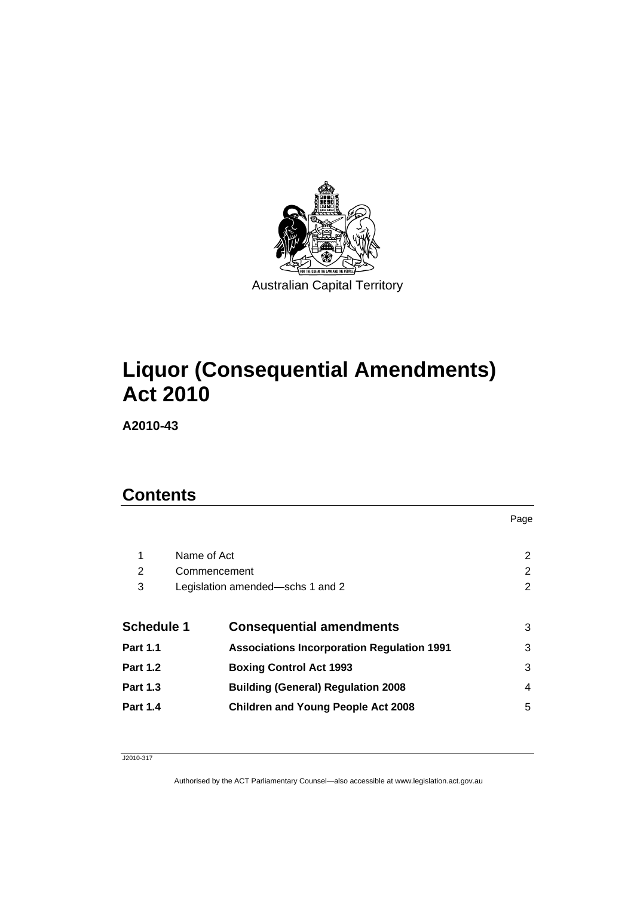Australian Capital Territory

# Liquor (Consequential Amendments) Act 2010

**A2010-43**

## Contents

| | | Page |
|---|---|---|
| 1 | Name of Act | 2 |
| 2 | Commencement | 2 |
| 3 | Legislation amended—schs 1 and 2 | 2 |
| **Schedule 1** | **Consequential amendments** | 3 |
| **Part 1.1** | **Associations Incorporation Regulation 1991** | 3 |
| **Part 1.2** | **Boxing Control Act 1993** | 3 |
| **Part 1.3** | **Building (General) Regulation 2008** | 4 |
| **Part 1.4** | **Children and Young People Act 2008** | 5 |

J2010-317

Authorised by the ACT Parliamentary Counsel—also accessible at www.legislation.act.gov.au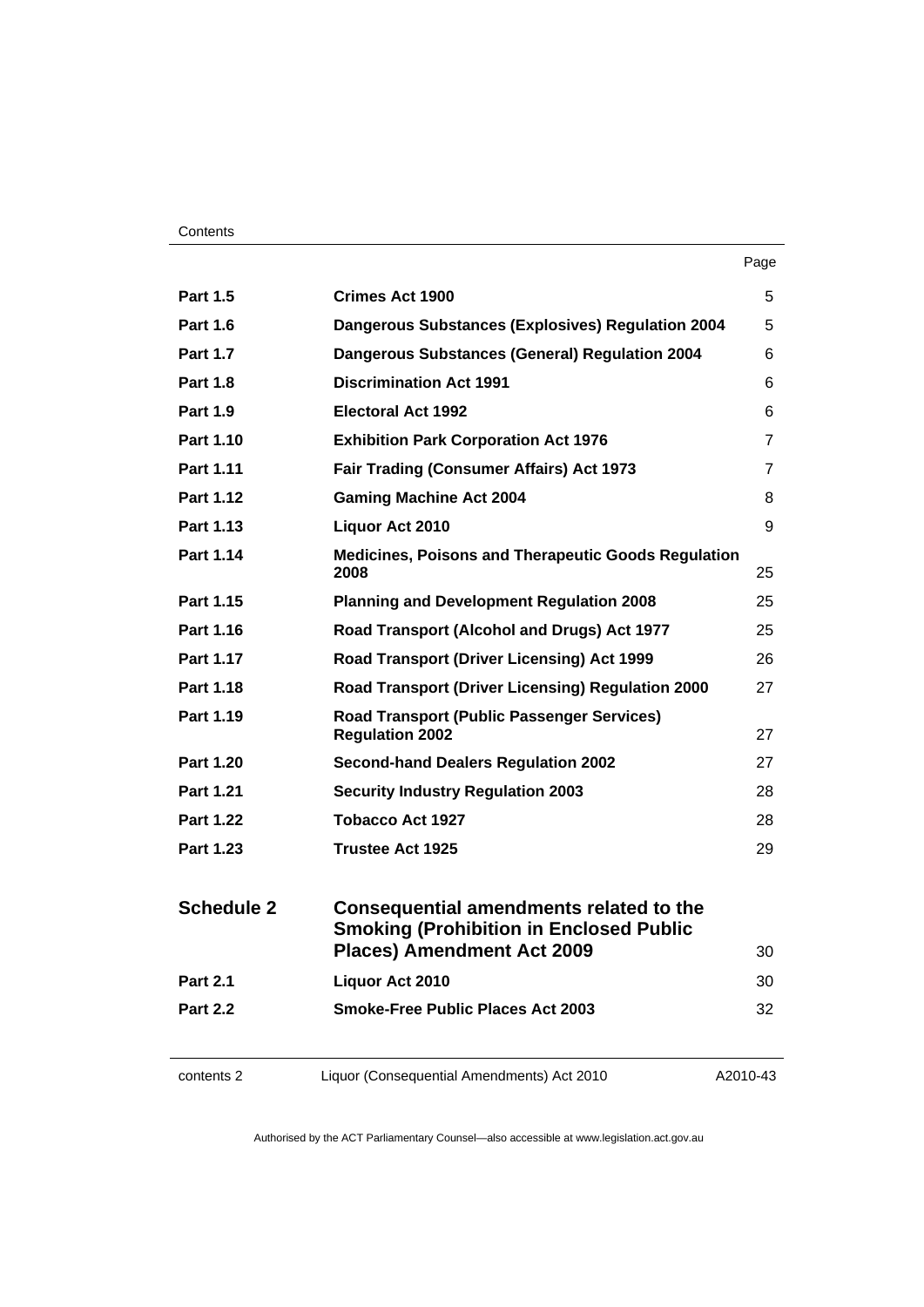| | | Page |
|---|---|---|
| **Part 1.5** | **Crimes Act 1900** | 5 |
| **Part 1.6** | **Dangerous Substances (Explosives) Regulation 2004** | 5 |
| **Part 1.7** | **Dangerous Substances (General) Regulation 2004** | 6 |
| **Part 1.8** | **Discrimination Act 1991** | 6 |
| **Part 1.9** | **Electoral Act 1992** | 6 |
| **Part 1.10** | **Exhibition Park Corporation Act 1976** | 7 |
| **Part 1.11** | **Fair Trading (Consumer Affairs) Act 1973** | 7 |
| **Part 1.12** | **Gaming Machine Act 2004** | 8 |
| **Part 1.13** | **Liquor Act 2010** | 9 |
| **Part 1.14** | **Medicines, Poisons and Therapeutic Goods Regulation 2008** | 25 |
| **Part 1.15** | **Planning and Development Regulation 2008** | 25 |
| **Part 1.16** | **Road Transport (Alcohol and Drugs) Act 1977** | 25 |
| **Part 1.17** | **Road Transport (Driver Licensing) Act 1999** | 26 |
| **Part 1.18** | **Road Transport (Driver Licensing) Regulation 2000** | 27 |
| **Part 1.19** | **Road Transport (Public Passenger Services) Regulation 2002** | 27 |
| **Part 1.20** | **Second-hand Dealers Regulation 2002** | 27 |
| **Part 1.21** | **Security Industry Regulation 2003** | 28 |
| **Part 1.22** | **Tobacco Act 1927** | 28 |
| **Part 1.23** | **Trustee Act 1925** | 29 |
| **Schedule 2** | **Consequential amendments related to the Smoking (Prohibition in Enclosed Public Places) Amendment Act 2009** | 30 |
| **Part 2.1** | **Liquor Act 2010** | 30 |
| **Part 2.2** | **Smoke-Free Public Places Act 2003** | 32 |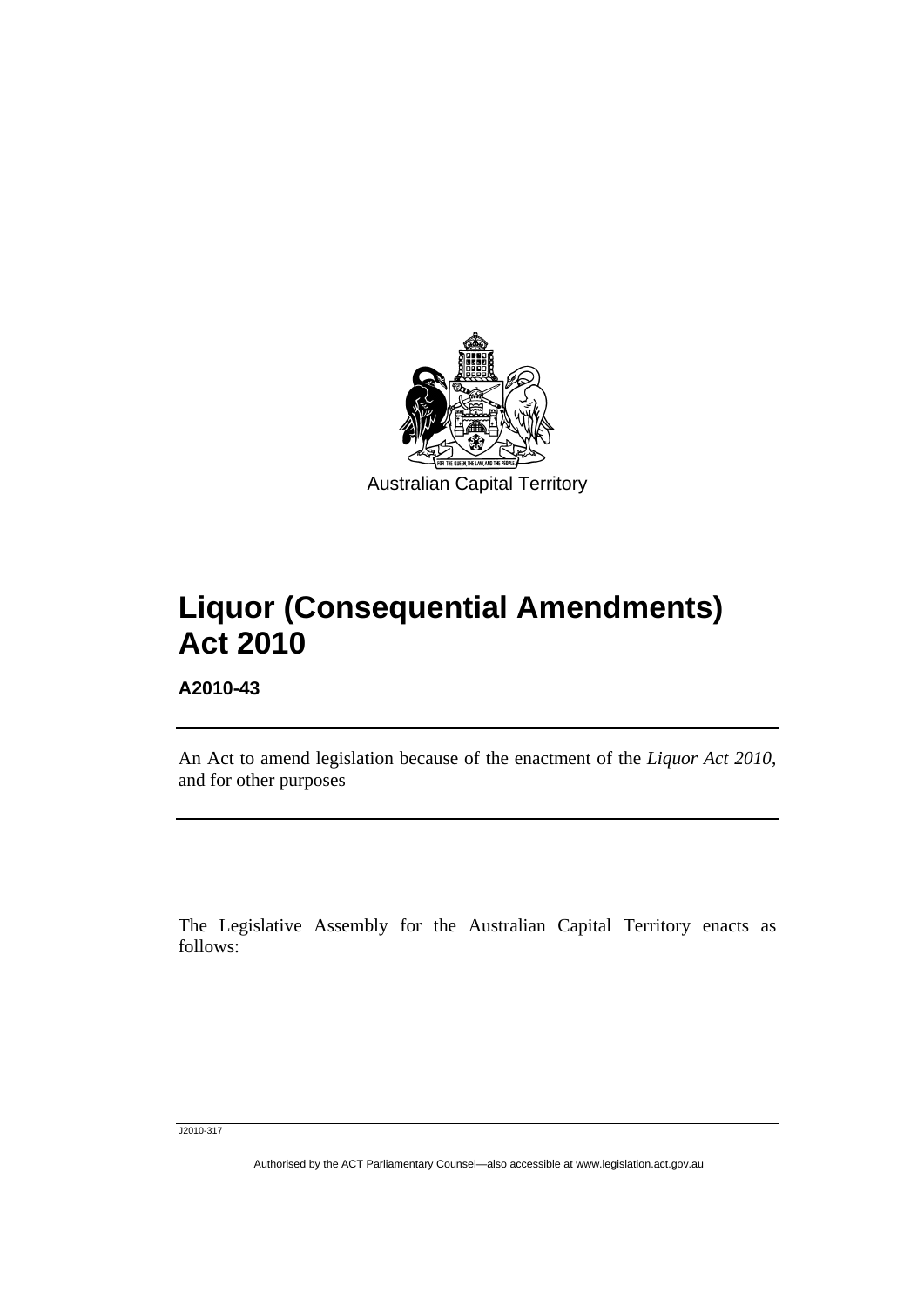Australian Capital Territory

# Liquor (Consequential Amendments) Act 2010

**A2010-43**

An Act to amend legislation because of the enactment of the *Liquor Act 2010*, and for other purposes

The Legislative Assembly for the Australian Capital Territory enacts as follows:

J2010-317

Authorised by the ACT Parliamentary Counsel—also accessible at www.legislation.act.gov.au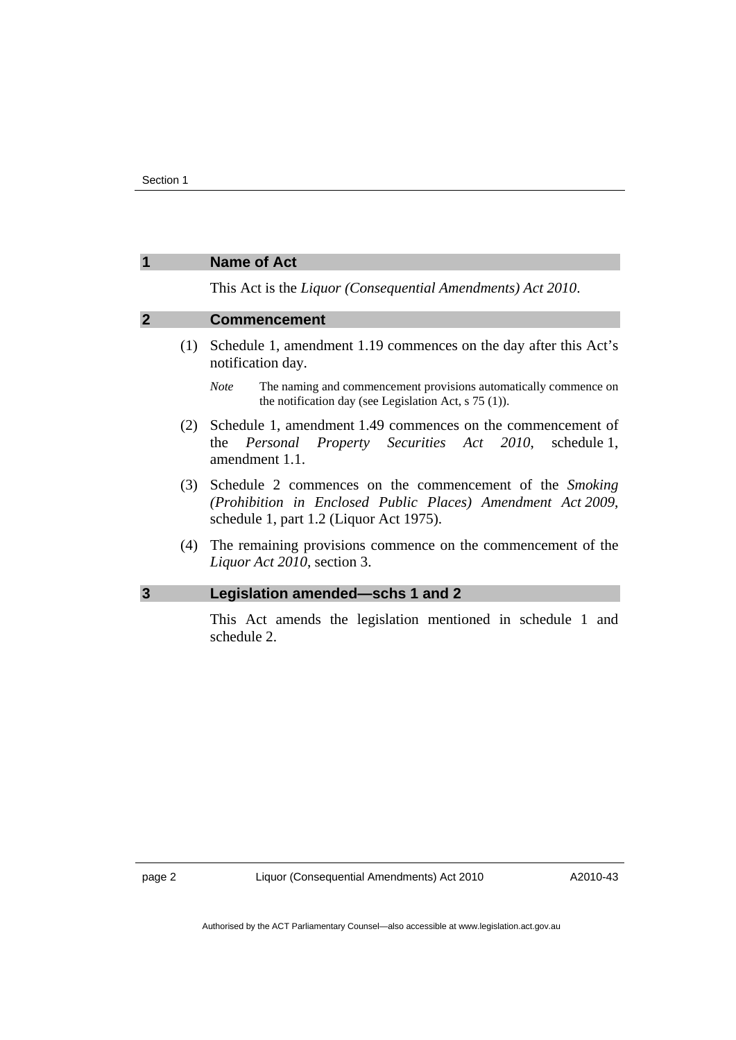## 1 Name of Act

This Act is the *Liquor (Consequential Amendments) Act 2010*.

## 2 Commencement

(1) Schedule 1, amendment 1.19 commences on the day after this Act's notification day.

*Note* The naming and commencement provisions automatically commence on the notification day (see Legislation Act, s 75 (1)).

(2) Schedule 1, amendment 1.49 commences on the commencement of the *Personal Property Securities Act 2010*, schedule 1, amendment 1.1.

(3) Schedule 2 commences on the commencement of the *Smoking (Prohibition in Enclosed Public Places) Amendment Act 2009*, schedule 1, part 1.2 (Liquor Act 1975).

(4) The remaining provisions commence on the commencement of the *Liquor Act 2010*, section 3.

## 3 Legislation amended—schs 1 and 2

This Act amends the legislation mentioned in schedule 1 and schedule 2.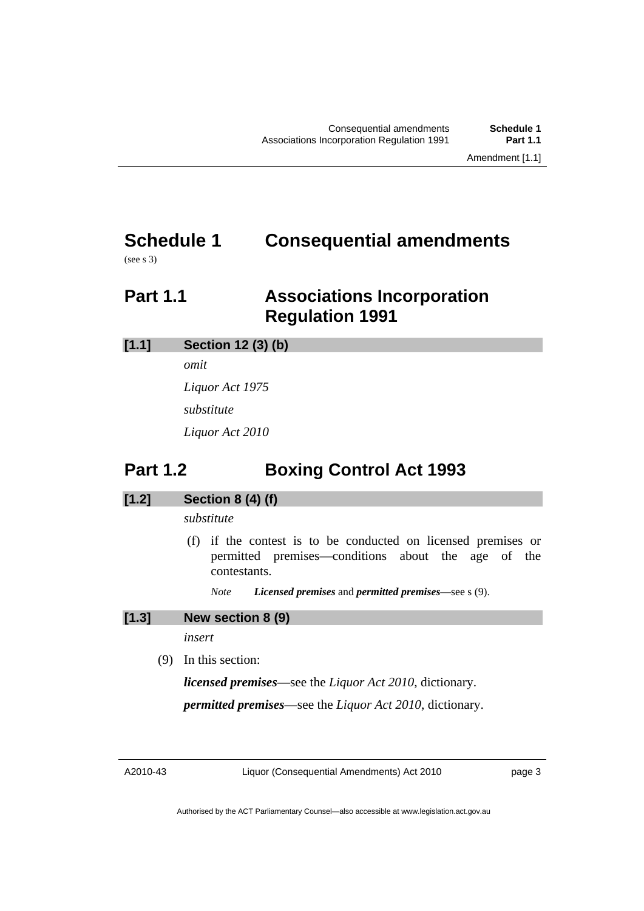# Schedule 1 Consequential amendments

(see s 3)

## Part 1.1 Associations Incorporation Regulation 1991

### [1.1] Section 12 (3) (b)

*omit*

*Liquor Act 1975*

*substitute*

*Liquor Act 2010*

## Part 1.2 Boxing Control Act 1993

### [1.2] Section 8 (4) (f)

*substitute*

(f) if the contest is to be conducted on licensed premises or permitted premises—conditions about the age of the contestants.

*Note* ***Licensed premises*** and ***permitted premises***—see s (9).

### [1.3] New section 8 (9)

*insert*

(9) In this section:

***licensed premises***—see the *Liquor Act 2010*, dictionary.

***permitted premises***—see the *Liquor Act 2010*, dictionary.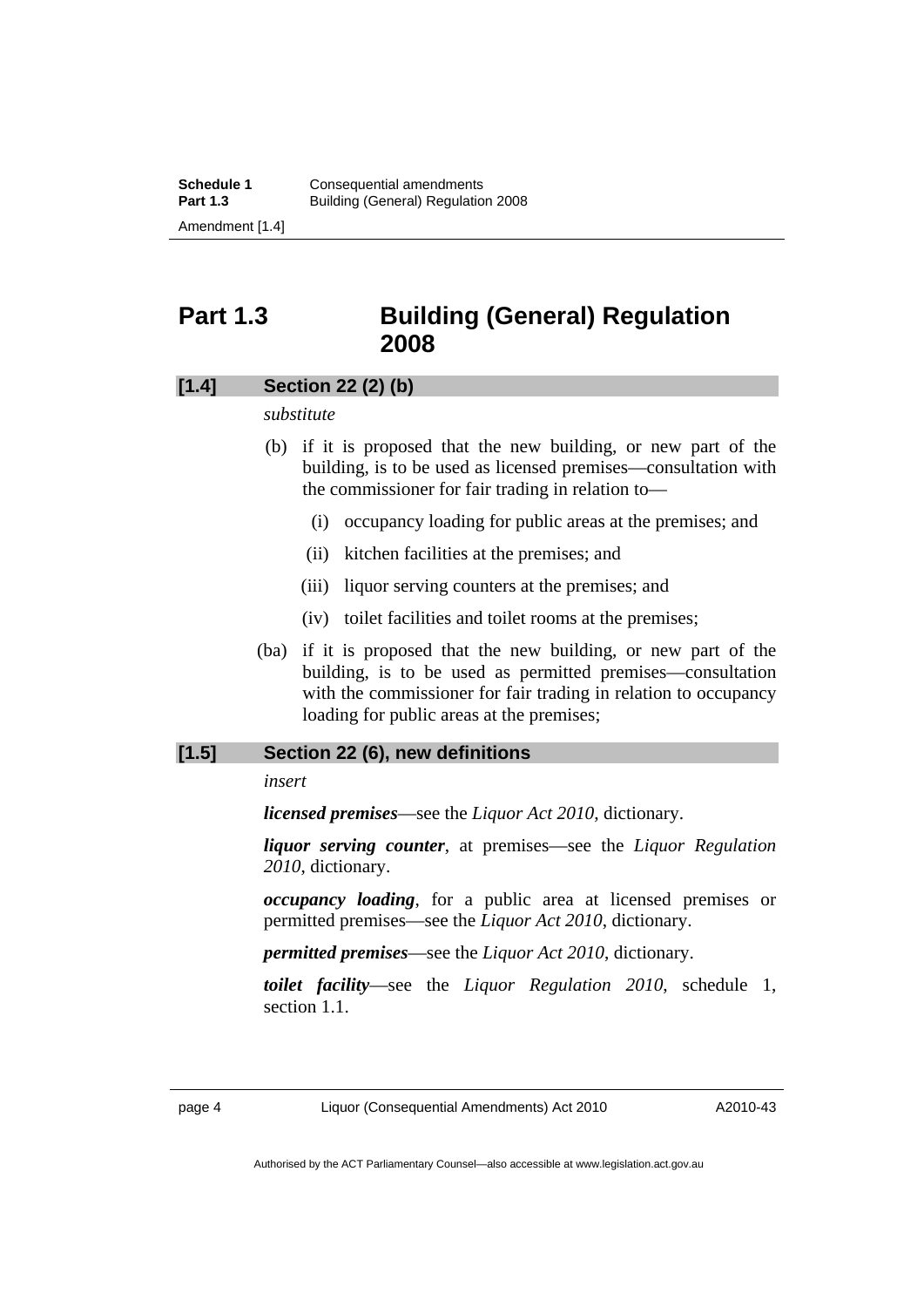# Part 1.3 Building (General) Regulation 2008

### [1.4] Section 22 (2) (b)

*substitute*

(b) if it is proposed that the new building, or new part of the building, is to be used as licensed premises—consultation with the commissioner for fair trading in relation to—

(i) occupancy loading for public areas at the premises; and

(ii) kitchen facilities at the premises; and

(iii) liquor serving counters at the premises; and

(iv) toilet facilities and toilet rooms at the premises;

(ba) if it is proposed that the new building, or new part of the building, is to be used as permitted premises—consultation with the commissioner for fair trading in relation to occupancy loading for public areas at the premises;

### [1.5] Section 22 (6), new definitions

*insert*

***licensed premises***—see the *Liquor Act 2010*, dictionary.

***liquor serving counter***, at premises—see the *Liquor Regulation 2010*, dictionary.

***occupancy loading***, for a public area at licensed premises or permitted premises—see the *Liquor Act 2010*, dictionary.

***permitted premises***—see the *Liquor Act 2010*, dictionary.

***toilet facility***—see the *Liquor Regulation 2010*, schedule 1, section 1.1.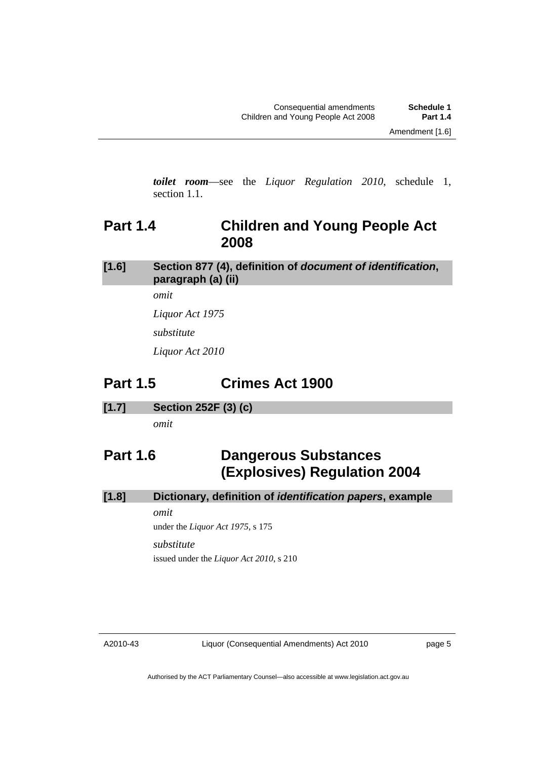***toilet room***—see the *Liquor Regulation 2010*, schedule 1, section 1.1.

## Part 1.4 Children and Young People Act 2008

### [1.6] Section 877 (4), definition of *document of identification*, paragraph (a) (ii)

*omit*

*Liquor Act 1975*

*substitute*

*Liquor Act 2010*

## Part 1.5 Crimes Act 1900

### [1.7] Section 252F (3) (c)

*omit*

## Part 1.6 Dangerous Substances (Explosives) Regulation 2004

### [1.8] Dictionary, definition of *identification papers*, example

*omit*

under the *Liquor Act 1975*, s 175

*substitute*

issued under the *Liquor Act 2010*, s 210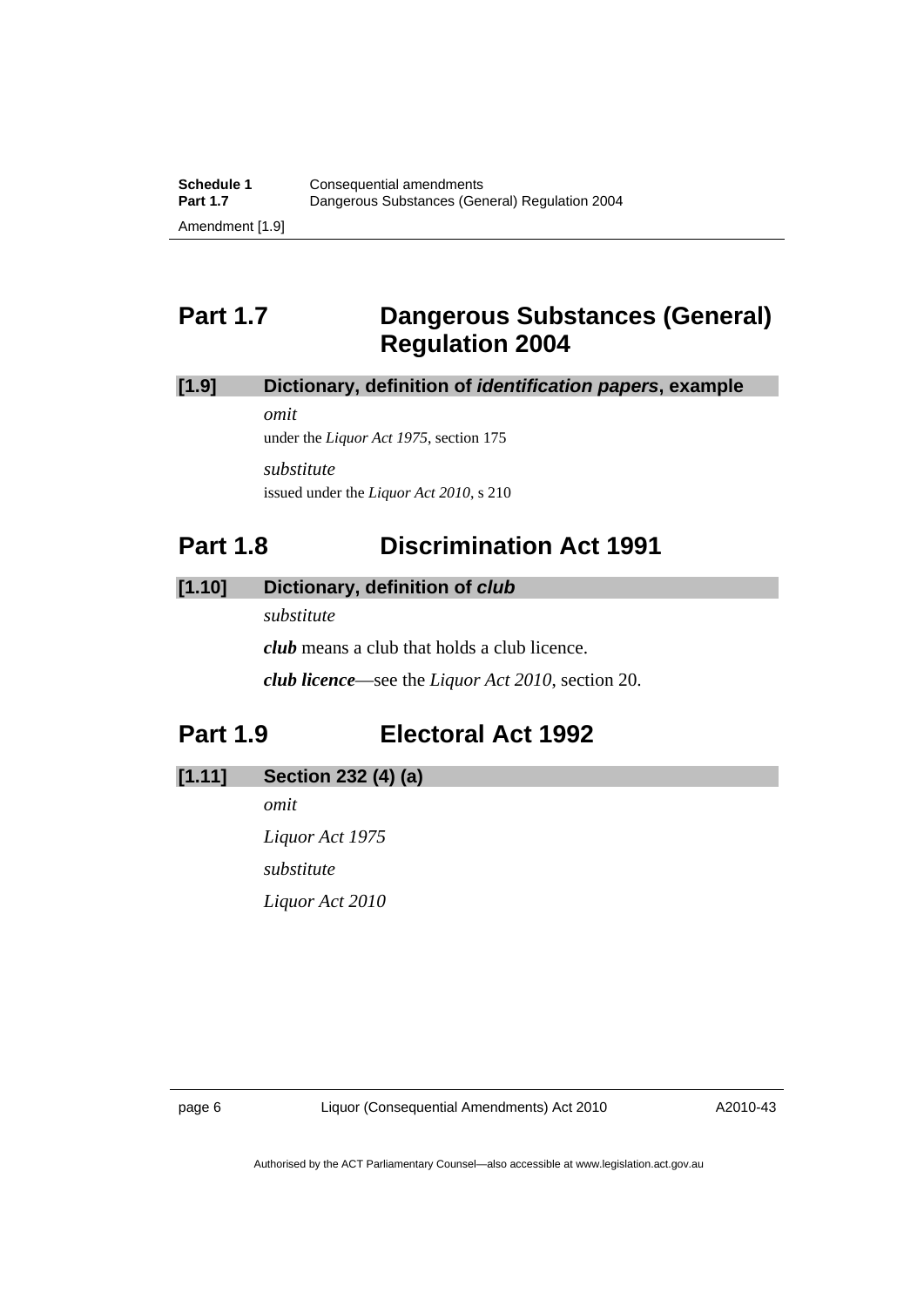## Part 1.7 Dangerous Substances (General) Regulation 2004

### [1.9] Dictionary, definition of *identification papers*, example

*omit*

under the *Liquor Act 1975*, section 175

*substitute*

issued under the *Liquor Act 2010*, s 210

## Part 1.8 Discrimination Act 1991

### [1.10] Dictionary, definition of *club*

*substitute*

***club*** means a club that holds a club licence.

***club licence***—see the *Liquor Act 2010*, section 20.

## Part 1.9 Electoral Act 1992

### [1.11] Section 232 (4) (a)

*omit*

*Liquor Act 1975*

*substitute*

*Liquor Act 2010*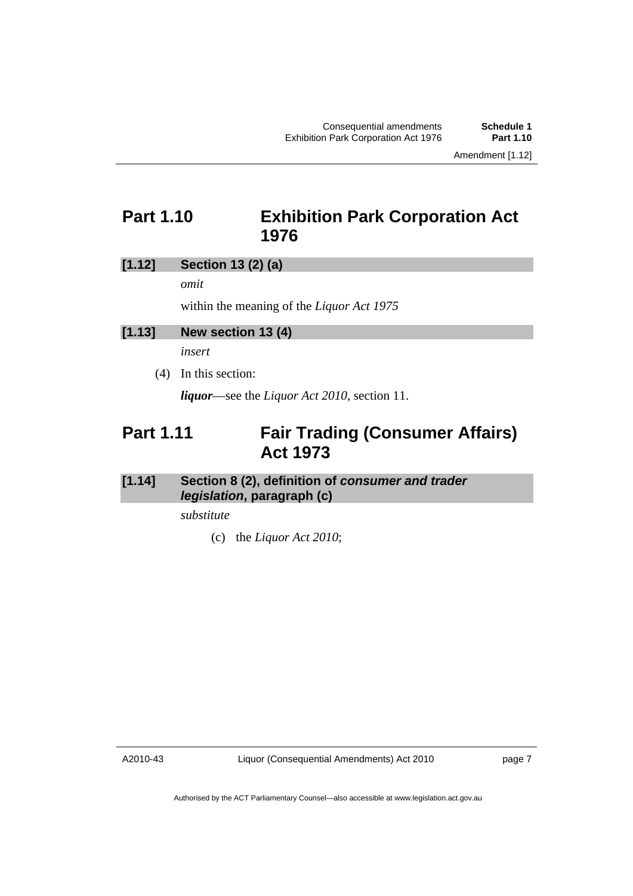## Part 1.10 Exhibition Park Corporation Act 1976

### [1.12] Section 13 (2) (a)

*omit*

within the meaning of the *Liquor Act 1975*

### [1.13] New section 13 (4)

*insert*

(4) In this section:

***liquor***—see the *Liquor Act 2010*, section 11.

## Part 1.11 Fair Trading (Consumer Affairs) Act 1973

### [1.14] Section 8 (2), definition of *consumer and trader legislation*, paragraph (c)

*substitute*

(c) the *Liquor Act 2010*;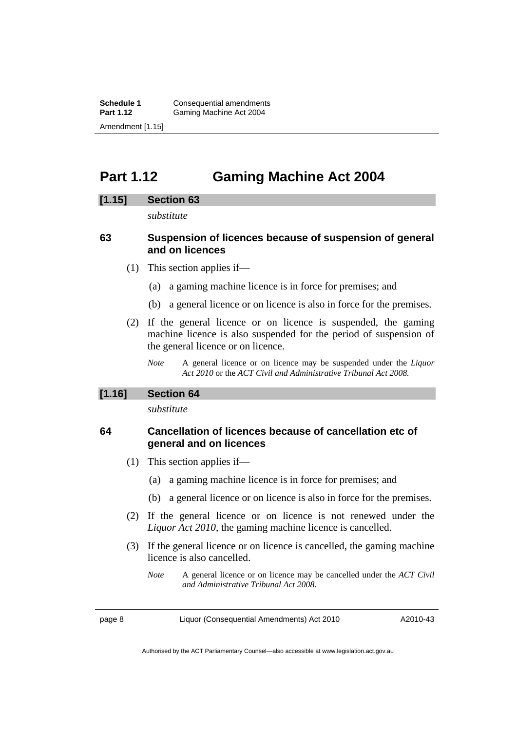# Part 1.12 Gaming Machine Act 2004

## [1.15] Section 63

*substitute*

### 63 Suspension of licences because of suspension of general and on licences

(1) This section applies if—

(a) a gaming machine licence is in force for premises; and

(b) a general licence or on licence is also in force for the premises.

(2) If the general licence or on licence is suspended, the gaming machine licence is also suspended for the period of suspension of the general licence or on licence.

*Note* A general licence or on licence may be suspended under the *Liquor Act 2010* or the *ACT Civil and Administrative Tribunal Act 2008.*

## [1.16] Section 64

*substitute*

### 64 Cancellation of licences because of cancellation etc of general and on licences

(1) This section applies if—

(a) a gaming machine licence is in force for premises; and

(b) a general licence or on licence is also in force for the premises.

(2) If the general licence or on licence is not renewed under the *Liquor Act 2010*, the gaming machine licence is cancelled.

(3) If the general licence or on licence is cancelled, the gaming machine licence is also cancelled.

*Note* A general licence or on licence may be cancelled under the *ACT Civil and Administrative Tribunal Act 2008.*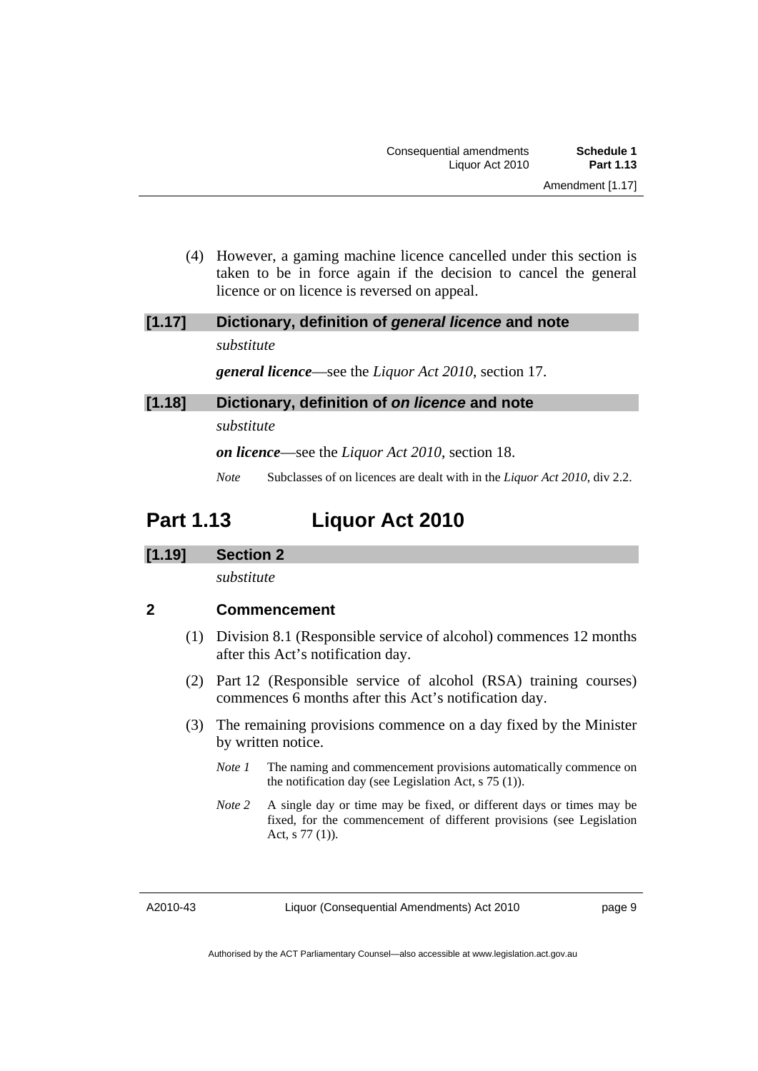(4) However, a gaming machine licence cancelled under this section is taken to be in force again if the decision to cancel the general licence or on licence is reversed on appeal.

### [1.17] Dictionary, definition of *general licence* and note

*substitute*

***general licence***—see the *Liquor Act 2010*, section 17.

### [1.18] Dictionary, definition of *on licence* and note

*substitute*

***on licence***—see the *Liquor Act 2010*, section 18.

*Note* Subclasses of on licences are dealt with in the *Liquor Act 2010*, div 2.2.

## Part 1.13 Liquor Act 2010

### [1.19] Section 2

*substitute*

**2 Commencement**

(1) Division 8.1 (Responsible service of alcohol) commences 12 months after this Act's notification day.

(2) Part 12 (Responsible service of alcohol (RSA) training courses) commences 6 months after this Act's notification day.

(3) The remaining provisions commence on a day fixed by the Minister by written notice.

*Note 1* The naming and commencement provisions automatically commence on the notification day (see Legislation Act, s 75 (1)).

*Note 2* A single day or time may be fixed, or different days or times may be fixed, for the commencement of different provisions (see Legislation Act, s 77 (1)).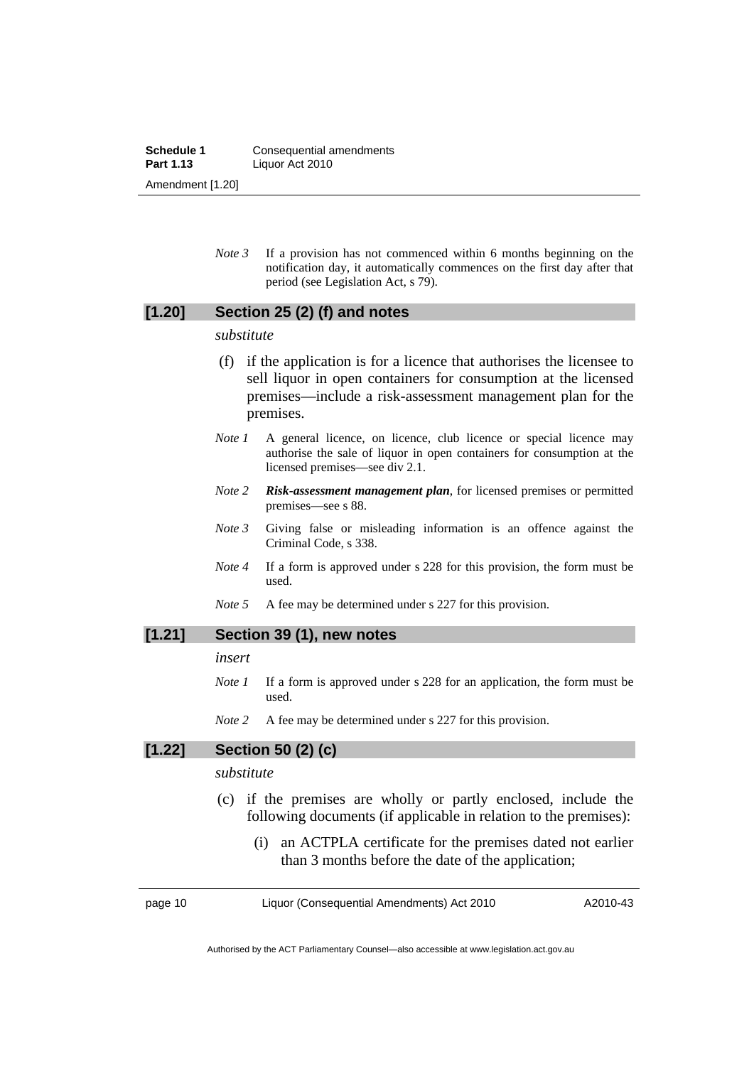*Note 3* If a provision has not commenced within 6 months beginning on the notification day, it automatically commences on the first day after that period (see Legislation Act, s 79).

### [1.20] Section 25 (2) (f) and notes

*substitute*

(f) if the application is for a licence that authorises the licensee to sell liquor in open containers for consumption at the licensed premises—include a risk-assessment management plan for the premises.

*Note 1* A general licence, on licence, club licence or special licence may authorise the sale of liquor in open containers for consumption at the licensed premises—see div 2.1.

*Note 2* ***Risk-assessment management plan***, for licensed premises or permitted premises—see s 88.

*Note 3* Giving false or misleading information is an offence against the Criminal Code, s 338.

*Note 4* If a form is approved under s 228 for this provision, the form must be used.

*Note 5* A fee may be determined under s 227 for this provision.

### [1.21] Section 39 (1), new notes

*insert*

*Note 1* If a form is approved under s 228 for an application, the form must be used.

*Note 2* A fee may be determined under s 227 for this provision.

### [1.22] Section 50 (2) (c)

*substitute*

(c) if the premises are wholly or partly enclosed, include the following documents (if applicable in relation to the premises):

(i) an ACTPLA certificate for the premises dated not earlier than 3 months before the date of the application;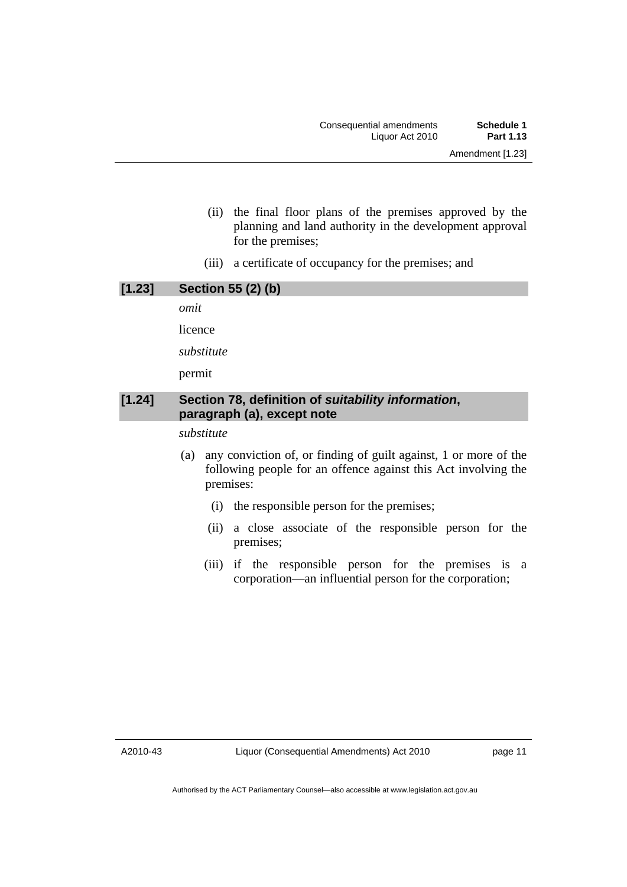(ii) the final floor plans of the premises approved by the planning and land authority in the development approval for the premises;

(iii) a certificate of occupancy for the premises; and

### [1.23] Section 55 (2) (b)

*omit*

licence

*substitute*

permit

### [1.24] Section 78, definition of ***suitability information***, paragraph (a), except note

*substitute*

(a) any conviction of, or finding of guilt against, 1 or more of the following people for an offence against this Act involving the premises:

(i) the responsible person for the premises;

(ii) a close associate of the responsible person for the premises;

(iii) if the responsible person for the premises is a corporation—an influential person for the corporation;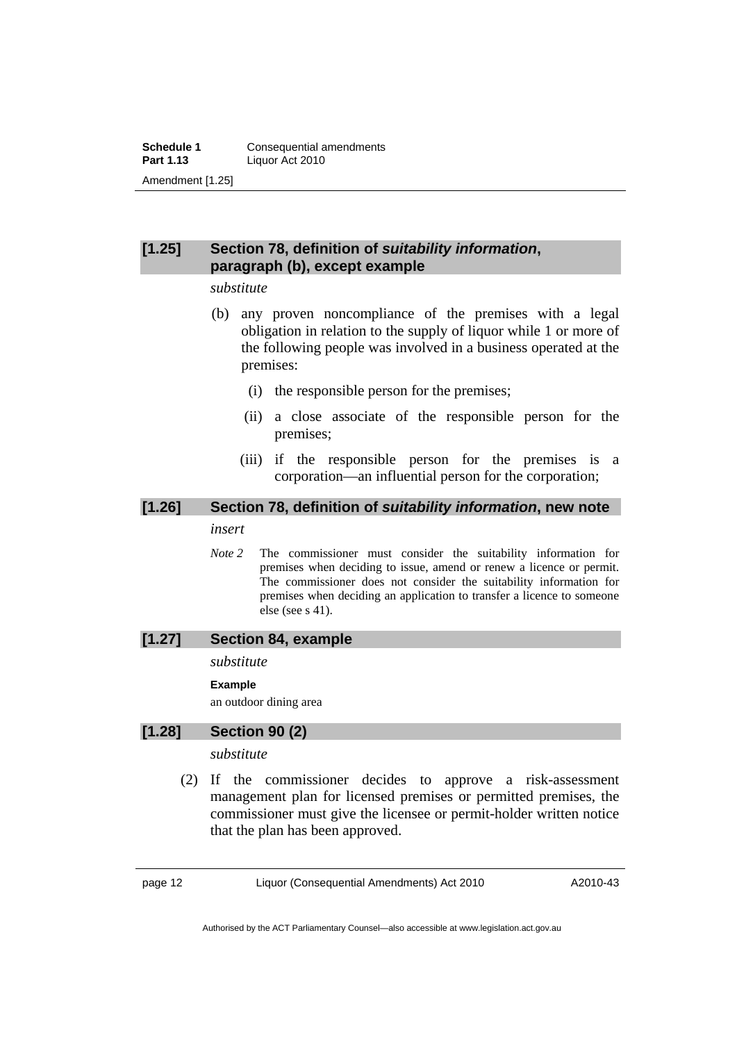### [1.25] Section 78, definition of ***suitability information***, paragraph (b), except example

*substitute*

(b) any proven noncompliance of the premises with a legal obligation in relation to the supply of liquor while 1 or more of the following people was involved in a business operated at the premises:

(i) the responsible person for the premises;

(ii) a close associate of the responsible person for the premises;

(iii) if the responsible person for the premises is a corporation—an influential person for the corporation;

### [1.26] Section 78, definition of ***suitability information***, new note

*insert*

*Note 2* The commissioner must consider the suitability information for premises when deciding to issue, amend or renew a licence or permit. The commissioner does not consider the suitability information for premises when deciding an application to transfer a licence to someone else (see s 41).

### [1.27] Section 84, example

*substitute*

**Example**

an outdoor dining area

### [1.28] Section 90 (2)

*substitute*

(2) If the commissioner decides to approve a risk-assessment management plan for licensed premises or permitted premises, the commissioner must give the licensee or permit-holder written notice that the plan has been approved.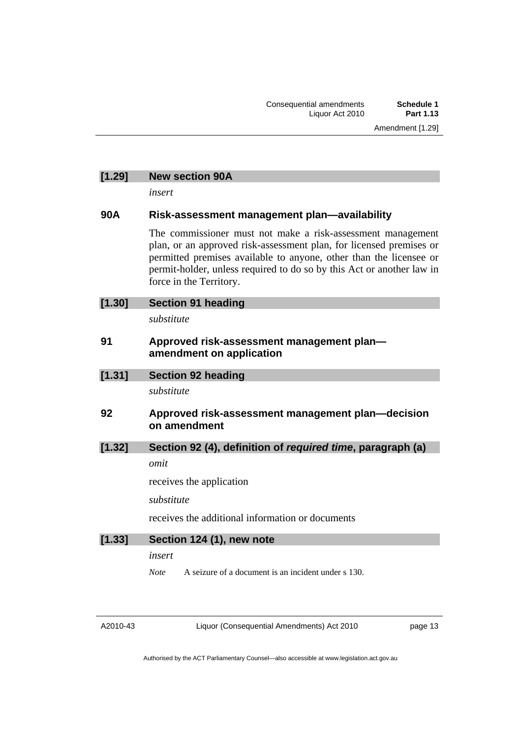### [1.29] New section 90A

*insert*

### 90A Risk-assessment management plan—availability

The commissioner must not make a risk-assessment management plan, or an approved risk-assessment plan, for licensed premises or permitted premises available to anyone, other than the licensee or permit-holder, unless required to do so by this Act or another law in force in the Territory.

### [1.30] Section 91 heading

*substitute*

### 91 Approved risk-assessment management plan—amendment on application

### [1.31] Section 92 heading

*substitute*

### 92 Approved risk-assessment management plan—decision on amendment

### [1.32] Section 92 (4), definition of *required time*, paragraph (a)

*omit*

receives the application

*substitute*

receives the additional information or documents

### [1.33] Section 124 (1), new note

*insert*

*Note* A seizure of a document is an incident under s 130.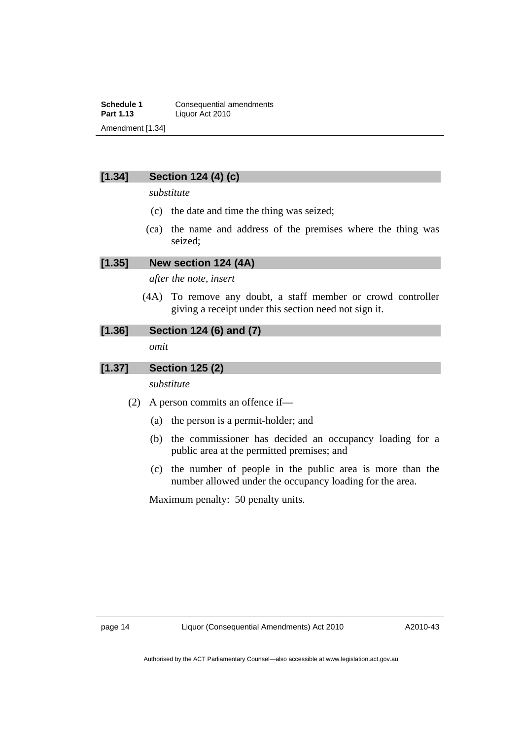### [1.34] Section 124 (4) (c)

*substitute*

(c) the date and time the thing was seized;

(ca) the name and address of the premises where the thing was seized;

### [1.35] New section 124 (4A)

*after the note, insert*

(4A) To remove any doubt, a staff member or crowd controller giving a receipt under this section need not sign it.

### [1.36] Section 124 (6) and (7)

*omit*

### [1.37] Section 125 (2)

*substitute*

(2) A person commits an offence if—

(a) the person is a permit-holder; and

(b) the commissioner has decided an occupancy loading for a public area at the permitted premises; and

(c) the number of people in the public area is more than the number allowed under the occupancy loading for the area.

Maximum penalty: 50 penalty units.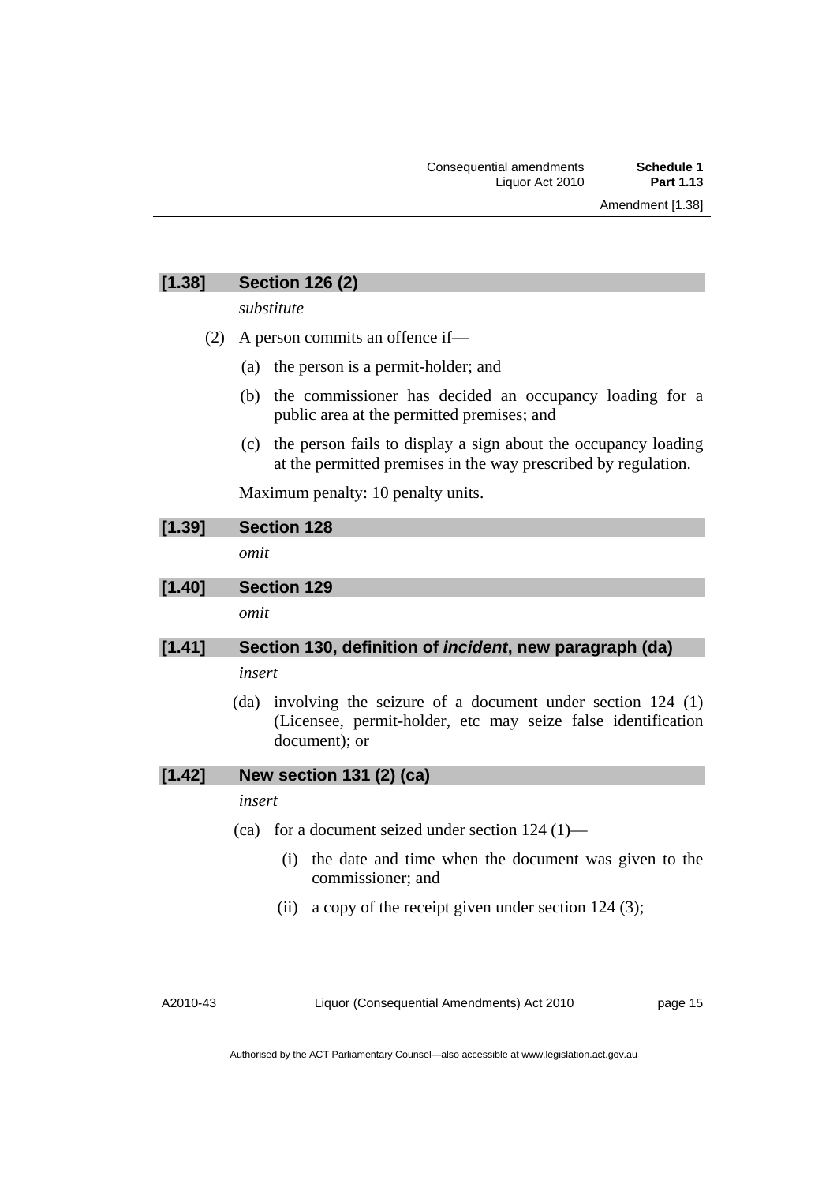### [1.38] Section 126 (2)

*substitute*

(2) A person commits an offence if—

(a) the person is a permit-holder; and

(b) the commissioner has decided an occupancy loading for a public area at the permitted premises; and

(c) the person fails to display a sign about the occupancy loading at the permitted premises in the way prescribed by regulation.

Maximum penalty: 10 penalty units.

### [1.39] Section 128

*omit*

### [1.40] Section 129

*omit*

### [1.41] Section 130, definition of *incident*, new paragraph (da)

*insert*

(da) involving the seizure of a document under section 124 (1) (Licensee, permit-holder, etc may seize false identification document); or

### [1.42] New section 131 (2) (ca)

*insert*

(ca) for a document seized under section 124 (1)—

(i) the date and time when the document was given to the commissioner; and

(ii) a copy of the receipt given under section 124 (3);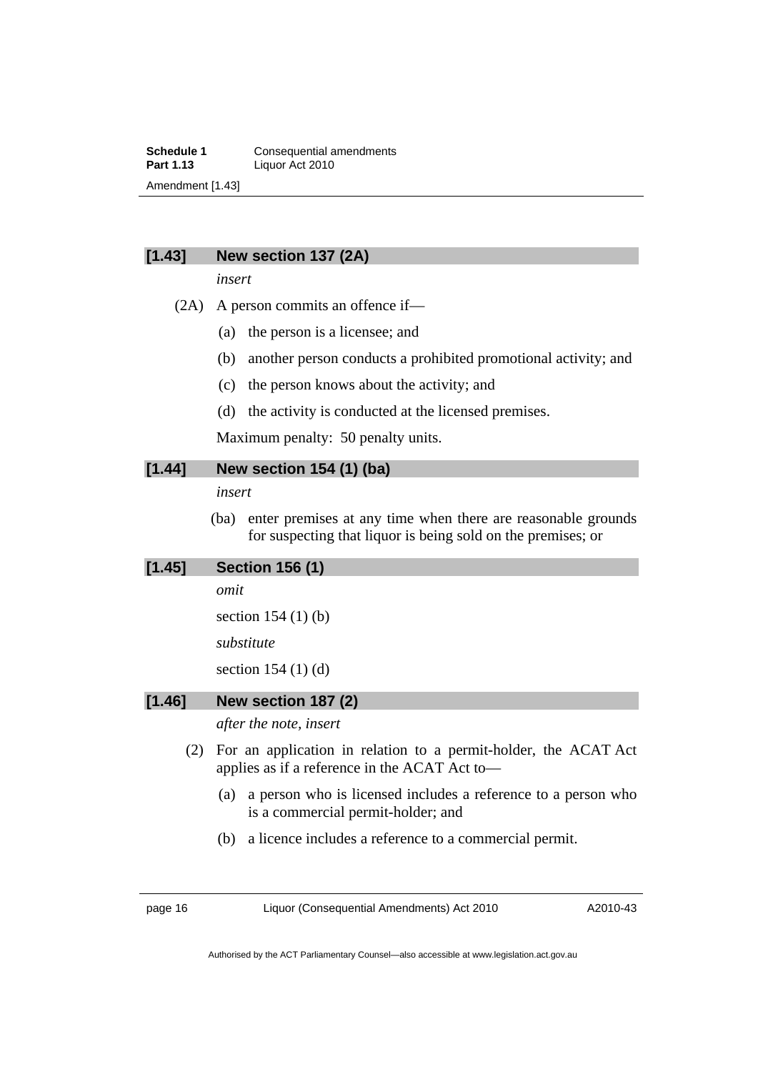### [1.43] New section 137 (2A)

*insert*

(2A) A person commits an offence if—

(a) the person is a licensee; and

(b) another person conducts a prohibited promotional activity; and

(c) the person knows about the activity; and

(d) the activity is conducted at the licensed premises.

Maximum penalty: 50 penalty units.

### [1.44] New section 154 (1) (ba)

*insert*

(ba) enter premises at any time when there are reasonable grounds for suspecting that liquor is being sold on the premises; or

### [1.45] Section 156 (1)

*omit*

section 154 (1) (b)

*substitute*

section 154 (1) (d)

### [1.46] New section 187 (2)

*after the note, insert*

(2) For an application in relation to a permit-holder, the ACAT Act applies as if a reference in the ACAT Act to—

(a) a person who is licensed includes a reference to a person who is a commercial permit-holder; and

(b) a licence includes a reference to a commercial permit.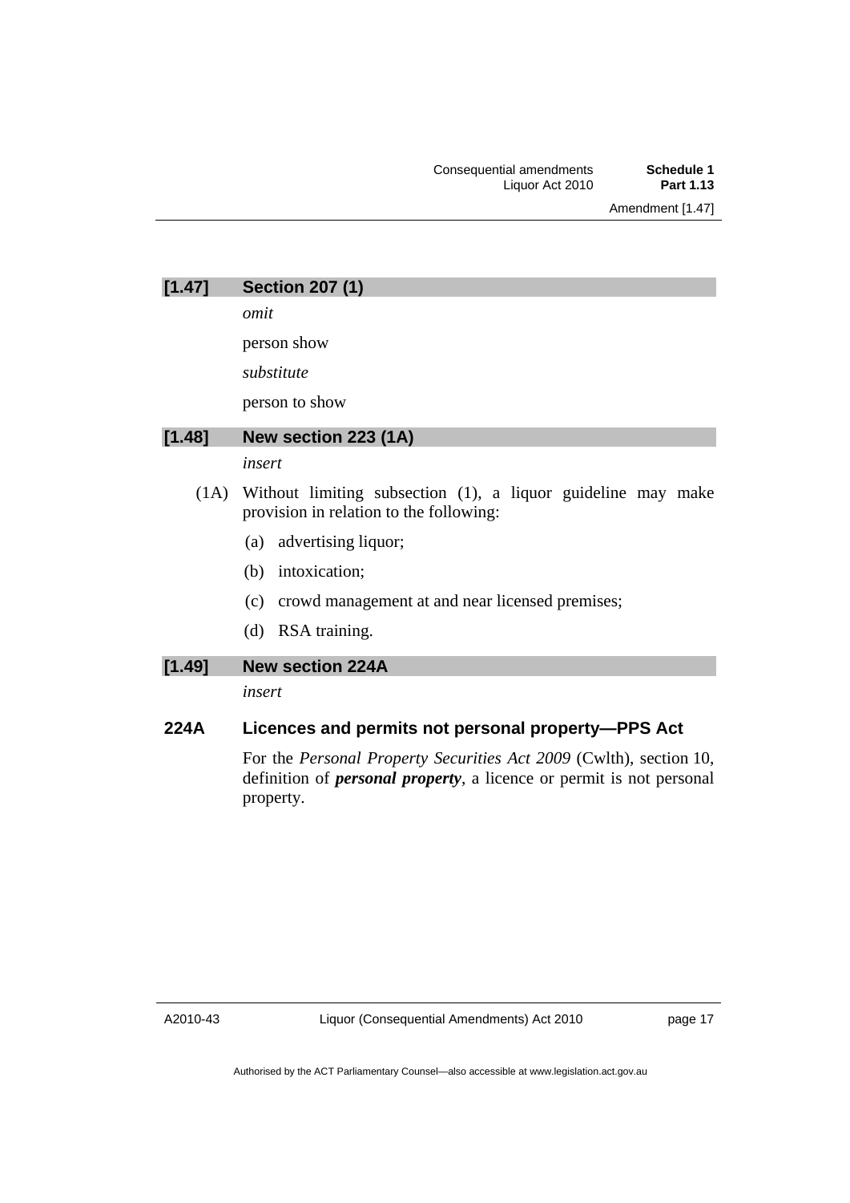### [1.47] Section 207 (1)

*omit*

person show

*substitute*

person to show

### [1.48] New section 223 (1A)

*insert*

(1A) Without limiting subsection (1), a liquor guideline may make provision in relation to the following:

(a) advertising liquor;

(b) intoxication;

(c) crowd management at and near licensed premises;

(d) RSA training.

### [1.49] New section 224A

*insert*

#### 224A Licences and permits not personal property—PPS Act

For the *Personal Property Securities Act 2009* (Cwlth), section 10, definition of ***personal property***, a licence or permit is not personal property.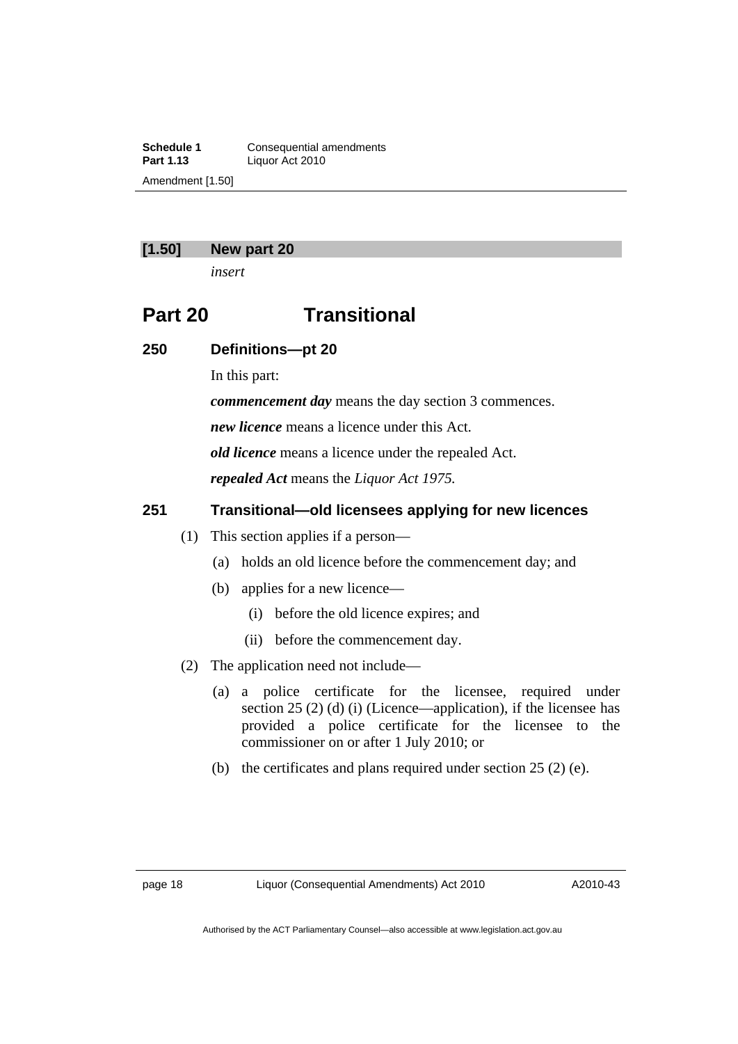**[1.50] New part 20**

*insert*

# Part 20 Transitional

## 250 Definitions—pt 20

In this part:

***commencement day*** means the day section 3 commences.

***new licence*** means a licence under this Act.

***old licence*** means a licence under the repealed Act.

***repealed Act*** means the *Liquor Act 1975.*

## 251 Transitional—old licensees applying for new licences

(1) This section applies if a person—

(a) holds an old licence before the commencement day; and

(b) applies for a new licence—

(i) before the old licence expires; and

(ii) before the commencement day.

(2) The application need not include—

(a) a police certificate for the licensee, required under section 25 (2) (d) (i) (Licence—application), if the licensee has provided a police certificate for the licensee to the commissioner on or after 1 July 2010; or

(b) the certificates and plans required under section 25 (2) (e).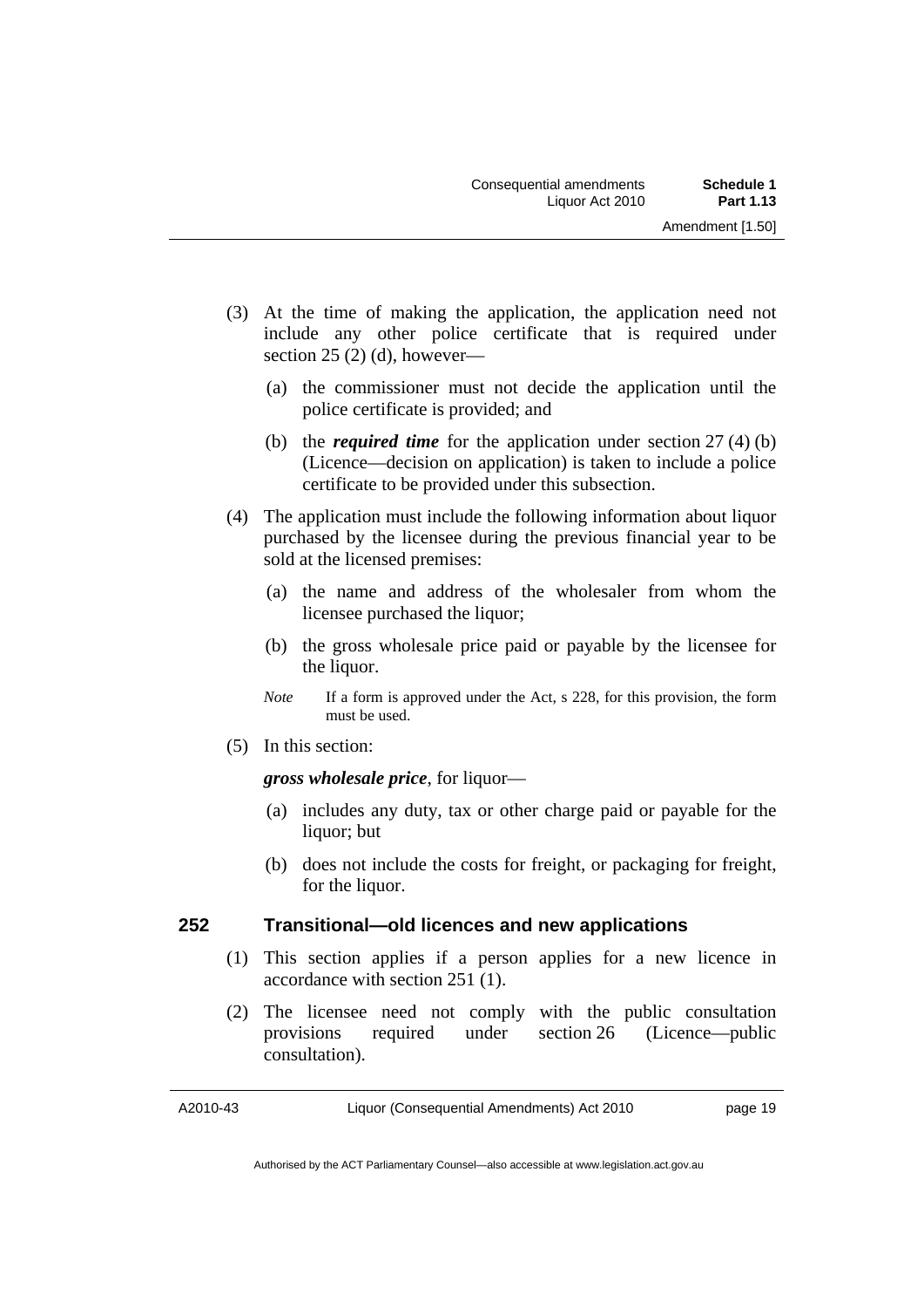(3) At the time of making the application, the application need not include any other police certificate that is required under section 25 (2) (d), however—

(a) the commissioner must not decide the application until the police certificate is provided; and

(b) the ***required time*** for the application under section 27 (4) (b) (Licence—decision on application) is taken to include a police certificate to be provided under this subsection.

(4) The application must include the following information about liquor purchased by the licensee during the previous financial year to be sold at the licensed premises:

(a) the name and address of the wholesaler from whom the licensee purchased the liquor;

(b) the gross wholesale price paid or payable by the licensee for the liquor.

*Note* If a form is approved under the Act, s 228, for this provision, the form must be used.

(5) In this section:

***gross wholesale price***, for liquor—

(a) includes any duty, tax or other charge paid or payable for the liquor; but

(b) does not include the costs for freight, or packaging for freight, for the liquor.

### 252 Transitional—old licences and new applications

(1) This section applies if a person applies for a new licence in accordance with section 251 (1).

(2) The licensee need not comply with the public consultation provisions required under section 26 (Licence—public consultation).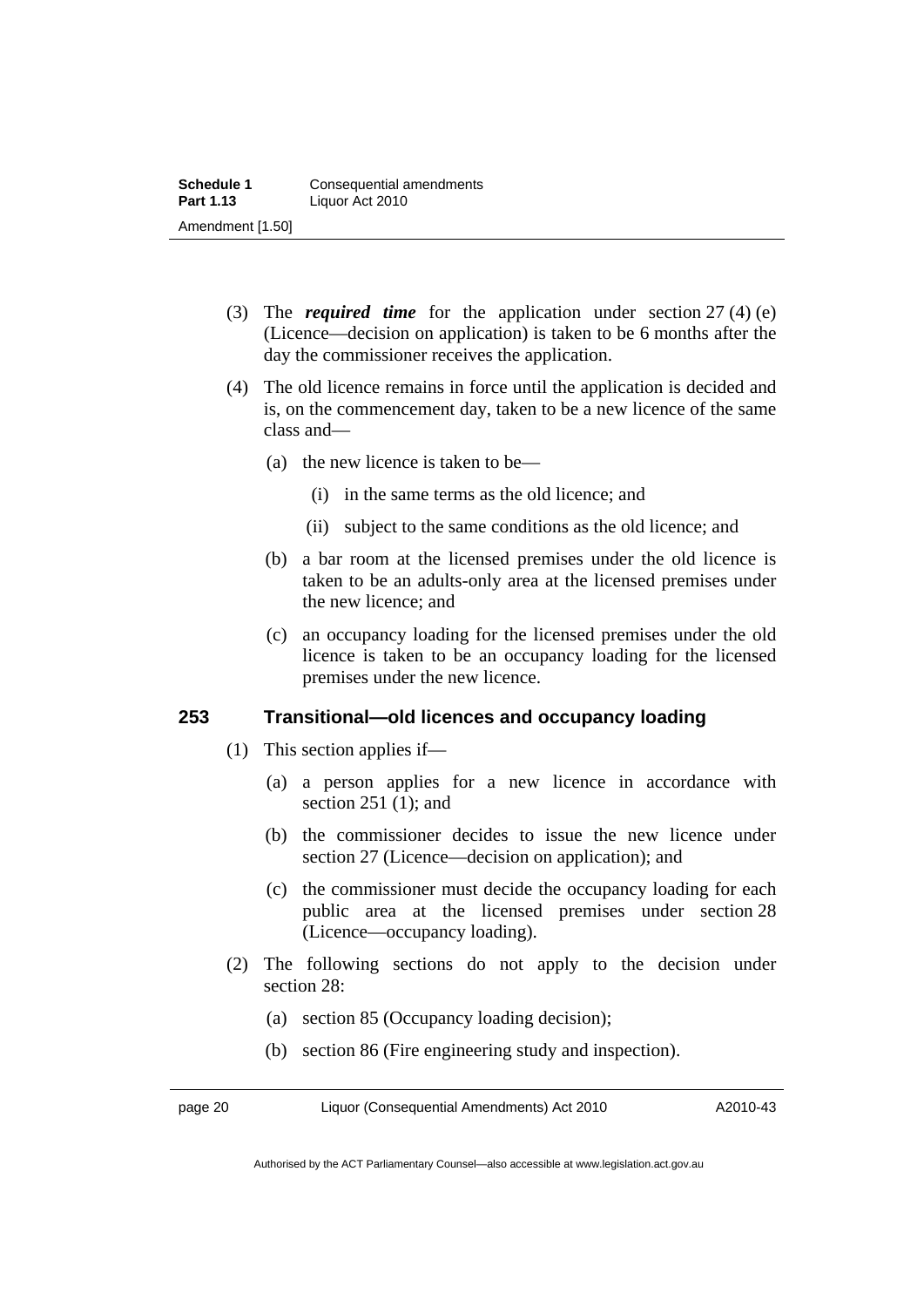(3) The ***required time*** for the application under section 27 (4) (e) (Licence—decision on application) is taken to be 6 months after the day the commissioner receives the application.

(4) The old licence remains in force until the application is decided and is, on the commencement day, taken to be a new licence of the same class and—

(a) the new licence is taken to be—

(i) in the same terms as the old licence; and

(ii) subject to the same conditions as the old licence; and

(b) a bar room at the licensed premises under the old licence is taken to be an adults-only area at the licensed premises under the new licence; and

(c) an occupancy loading for the licensed premises under the old licence is taken to be an occupancy loading for the licensed premises under the new licence.

### 253 Transitional—old licences and occupancy loading

(1) This section applies if—

(a) a person applies for a new licence in accordance with section 251 (1); and

(b) the commissioner decides to issue the new licence under section 27 (Licence—decision on application); and

(c) the commissioner must decide the occupancy loading for each public area at the licensed premises under section 28 (Licence—occupancy loading).

(2) The following sections do not apply to the decision under section 28:

(a) section 85 (Occupancy loading decision);

(b) section 86 (Fire engineering study and inspection).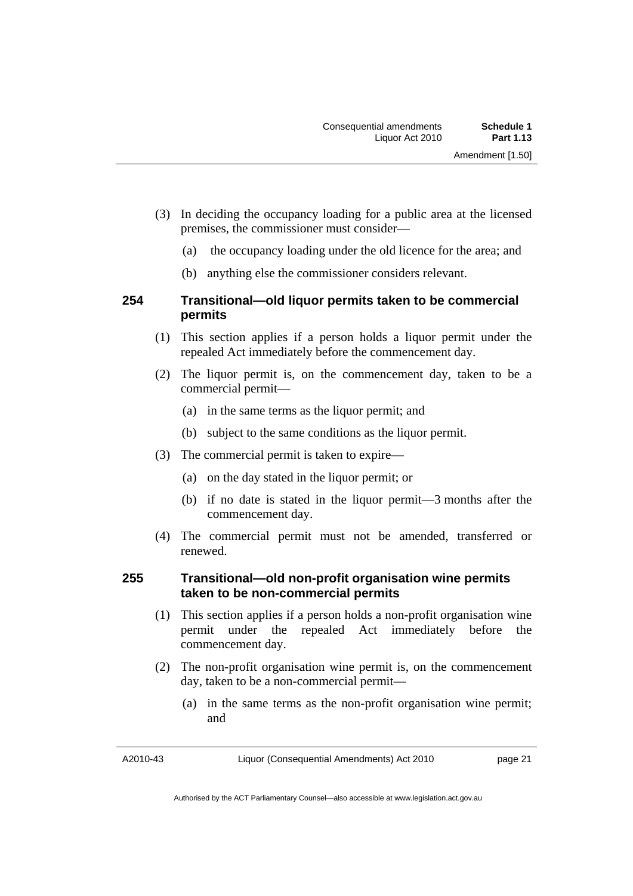(3) In deciding the occupancy loading for a public area at the licensed premises, the commissioner must consider—

(a) the occupancy loading under the old licence for the area; and

(b) anything else the commissioner considers relevant.

### 254 Transitional—old liquor permits taken to be commercial permits

(1) This section applies if a person holds a liquor permit under the repealed Act immediately before the commencement day.

(2) The liquor permit is, on the commencement day, taken to be a commercial permit—

(a) in the same terms as the liquor permit; and

(b) subject to the same conditions as the liquor permit.

(3) The commercial permit is taken to expire—

(a) on the day stated in the liquor permit; or

(b) if no date is stated in the liquor permit—3 months after the commencement day.

(4) The commercial permit must not be amended, transferred or renewed.

### 255 Transitional—old non-profit organisation wine permits taken to be non-commercial permits

(1) This section applies if a person holds a non-profit organisation wine permit under the repealed Act immediately before the commencement day.

(2) The non-profit organisation wine permit is, on the commencement day, taken to be a non-commercial permit—

(a) in the same terms as the non-profit organisation wine permit; and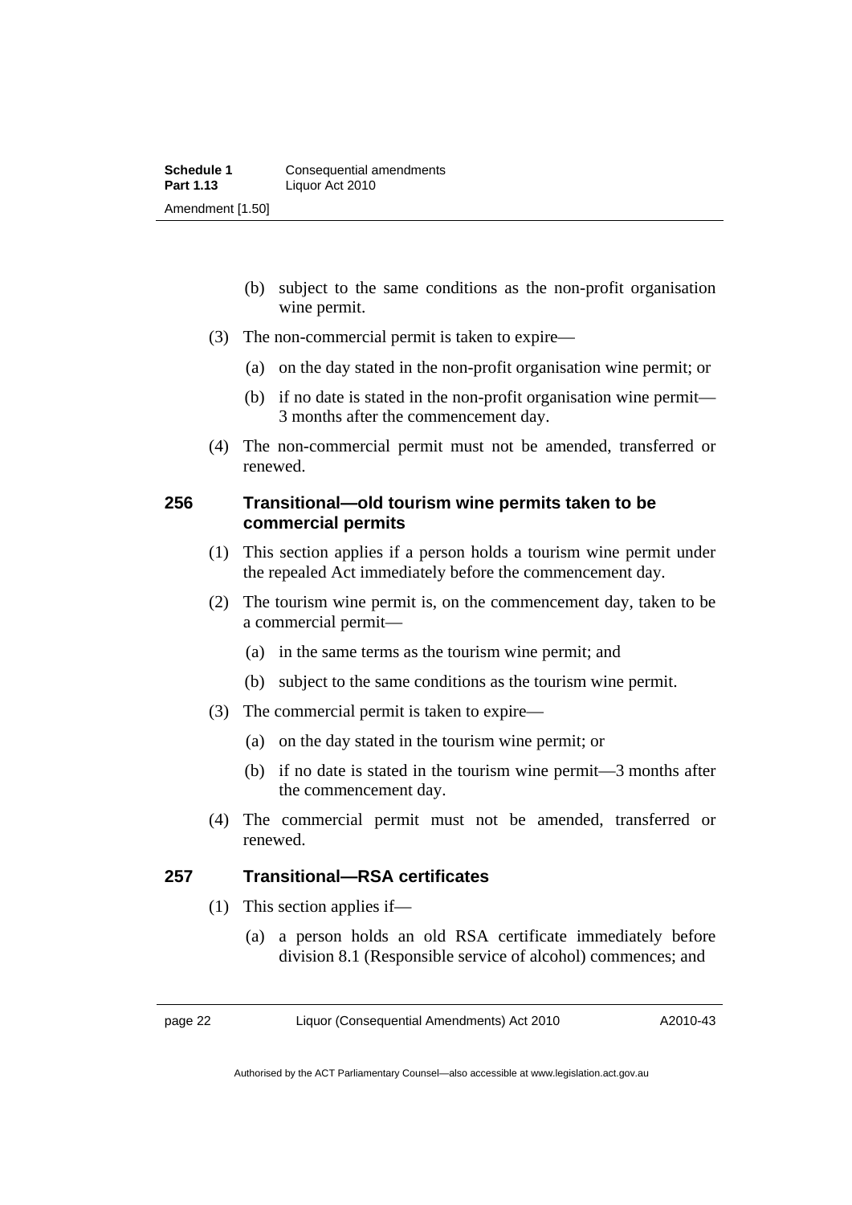(b) subject to the same conditions as the non-profit organisation wine permit.

(3) The non-commercial permit is taken to expire—

(a) on the day stated in the non-profit organisation wine permit; or

(b) if no date is stated in the non-profit organisation wine permit—3 months after the commencement day.

(4) The non-commercial permit must not be amended, transferred or renewed.

### 256 Transitional—old tourism wine permits taken to be commercial permits

(1) This section applies if a person holds a tourism wine permit under the repealed Act immediately before the commencement day.

(2) The tourism wine permit is, on the commencement day, taken to be a commercial permit—

(a) in the same terms as the tourism wine permit; and

(b) subject to the same conditions as the tourism wine permit.

(3) The commercial permit is taken to expire—

(a) on the day stated in the tourism wine permit; or

(b) if no date is stated in the tourism wine permit—3 months after the commencement day.

(4) The commercial permit must not be amended, transferred or renewed.

### 257 Transitional—RSA certificates

(1) This section applies if—

(a) a person holds an old RSA certificate immediately before division 8.1 (Responsible service of alcohol) commences; and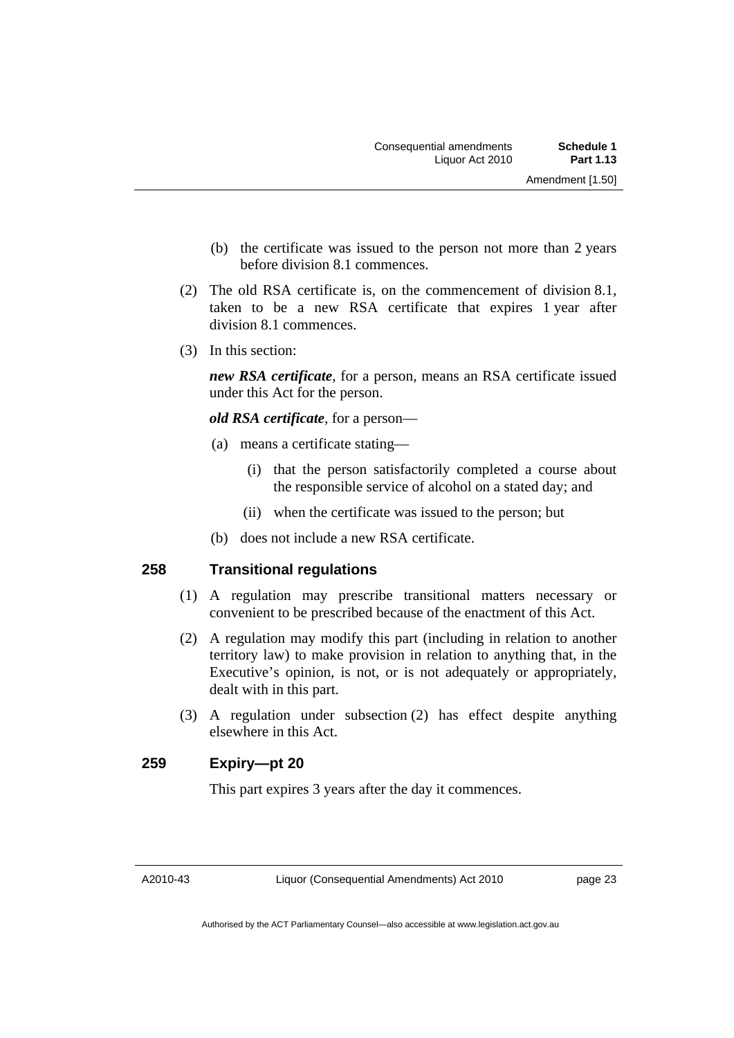(b) the certificate was issued to the person not more than 2 years before division 8.1 commences.

(2) The old RSA certificate is, on the commencement of division 8.1, taken to be a new RSA certificate that expires 1 year after division 8.1 commences.

(3) In this section:

***new RSA certificate***, for a person, means an RSA certificate issued under this Act for the person.

***old RSA certificate***, for a person—

(a) means a certificate stating—

(i) that the person satisfactorily completed a course about the responsible service of alcohol on a stated day; and

(ii) when the certificate was issued to the person; but

(b) does not include a new RSA certificate.

### 258 Transitional regulations

(1) A regulation may prescribe transitional matters necessary or convenient to be prescribed because of the enactment of this Act.

(2) A regulation may modify this part (including in relation to another territory law) to make provision in relation to anything that, in the Executive's opinion, is not, or is not adequately or appropriately, dealt with in this part.

(3) A regulation under subsection (2) has effect despite anything elsewhere in this Act.

### 259 Expiry—pt 20

This part expires 3 years after the day it commences.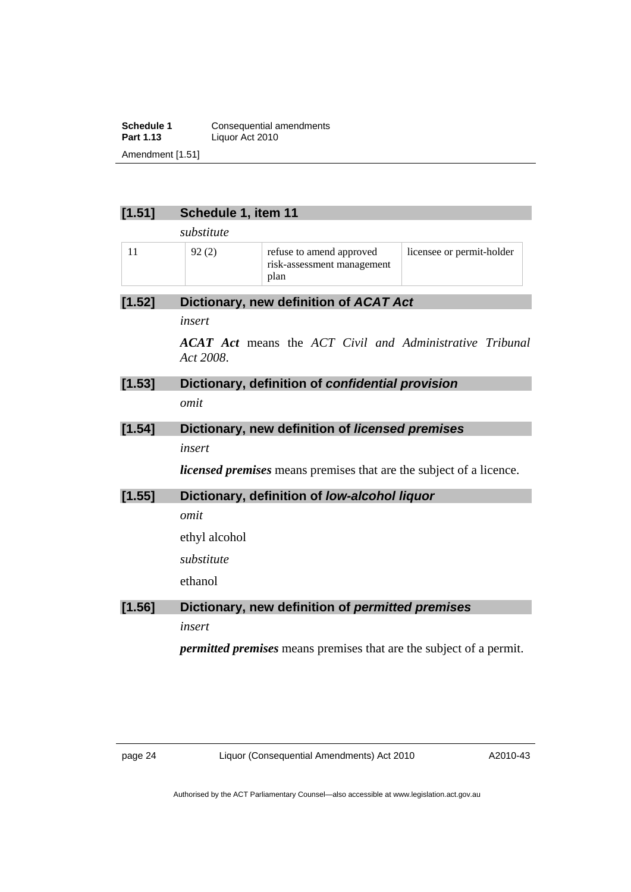### [1.51] Schedule 1, item 11

*substitute*

| 11 | 92 (2) | refuse to amend approved risk-assessment management plan | licensee or permit-holder |
|---|---|---|---|

### [1.52] Dictionary, new definition of *ACAT Act*

*insert*

***ACAT Act*** means the *ACT Civil and Administrative Tribunal Act 2008*.

### [1.53] Dictionary, definition of *confidential provision*

*omit*

### [1.54] Dictionary, new definition of *licensed premises*

*insert*

***licensed premises*** means premises that are the subject of a licence.

### [1.55] Dictionary, definition of *low-alcohol liquor*

*omit*

ethyl alcohol

*substitute*

ethanol

### [1.56] Dictionary, new definition of *permitted premises*

*insert*

***permitted premises*** means premises that are the subject of a permit.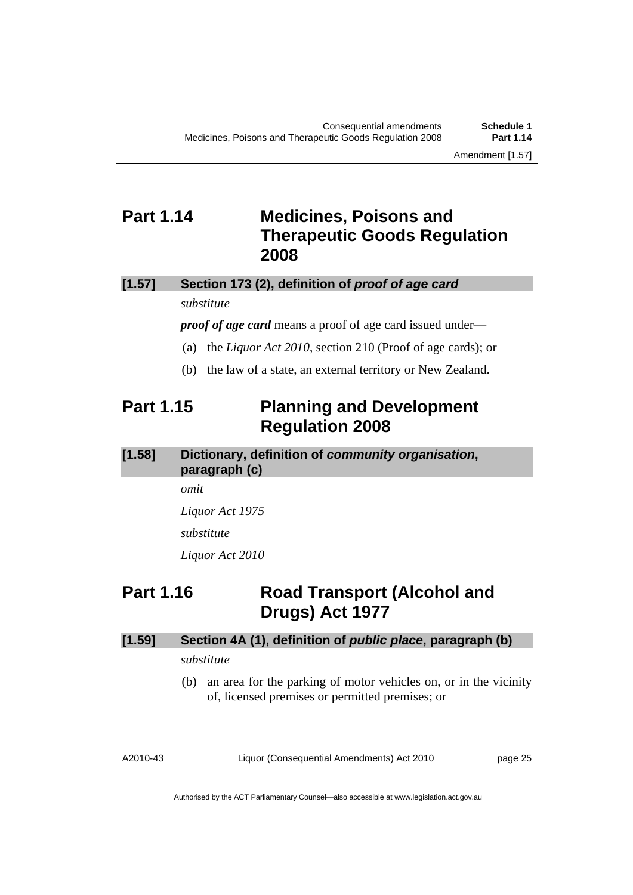## Part 1.14 Medicines, Poisons and Therapeutic Goods Regulation 2008

### [1.57] Section 173 (2), definition of *proof of age card*

*substitute*

***proof of age card*** means a proof of age card issued under—

(a) the *Liquor Act 2010*, section 210 (Proof of age cards); or

(b) the law of a state, an external territory or New Zealand.

## Part 1.15 Planning and Development Regulation 2008

### [1.58] Dictionary, definition of *community organisation*, paragraph (c)

*omit*

*Liquor Act 1975*

*substitute*

*Liquor Act 2010*

## Part 1.16 Road Transport (Alcohol and Drugs) Act 1977

### [1.59] Section 4A (1), definition of *public place*, paragraph (b)

*substitute*

(b) an area for the parking of motor vehicles on, or in the vicinity of, licensed premises or permitted premises; or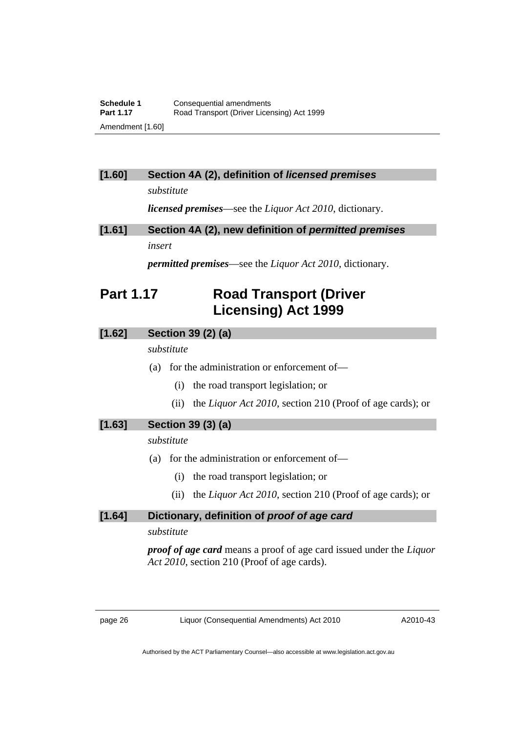### [1.60] Section 4A (2), definition of *licensed premises*

*substitute*

***licensed premises***—see the *Liquor Act 2010*, dictionary.

### [1.61] Section 4A (2), new definition of *permitted premises*

*insert*

***permitted premises***—see the *Liquor Act 2010*, dictionary.

## Part 1.17 Road Transport (Driver Licensing) Act 1999

### [1.62] Section 39 (2) (a)

*substitute*

(a) for the administration or enforcement of—

(i) the road transport legislation; or

(ii) the *Liquor Act 2010*, section 210 (Proof of age cards); or

### [1.63] Section 39 (3) (a)

*substitute*

(a) for the administration or enforcement of—

(i) the road transport legislation; or

(ii) the *Liquor Act 2010*, section 210 (Proof of age cards); or

### [1.64] Dictionary, definition of *proof of age card*

*substitute*

***proof of age card*** means a proof of age card issued under the *Liquor Act 2010*, section 210 (Proof of age cards).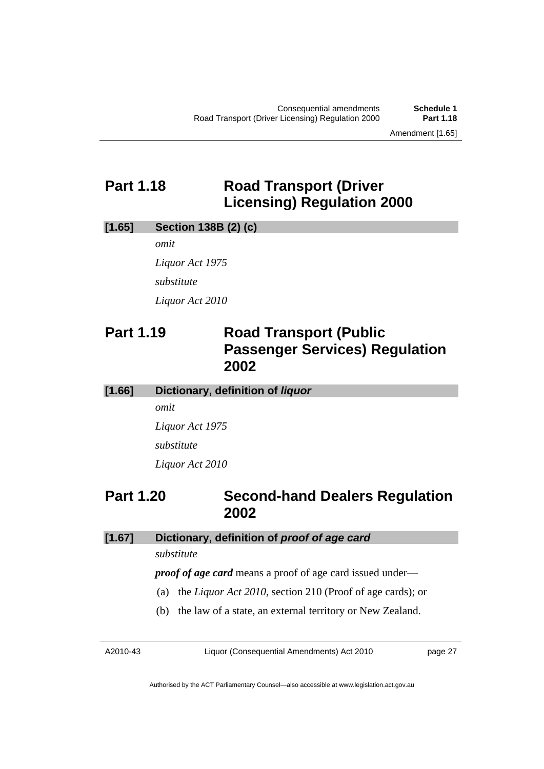## Part 1.18 Road Transport (Driver Licensing) Regulation 2000

### [1.65] Section 138B (2) (c)

*omit*

*Liquor Act 1975*

*substitute*

*Liquor Act 2010*

## Part 1.19 Road Transport (Public Passenger Services) Regulation 2002

### [1.66] Dictionary, definition of *liquor*

*omit*

*Liquor Act 1975*

*substitute*

*Liquor Act 2010*

## Part 1.20 Second-hand Dealers Regulation 2002

### [1.67] Dictionary, definition of *proof of age card*

*substitute*

***proof of age card*** means a proof of age card issued under—

(a) the *Liquor Act 2010*, section 210 (Proof of age cards); or

(b) the law of a state, an external territory or New Zealand.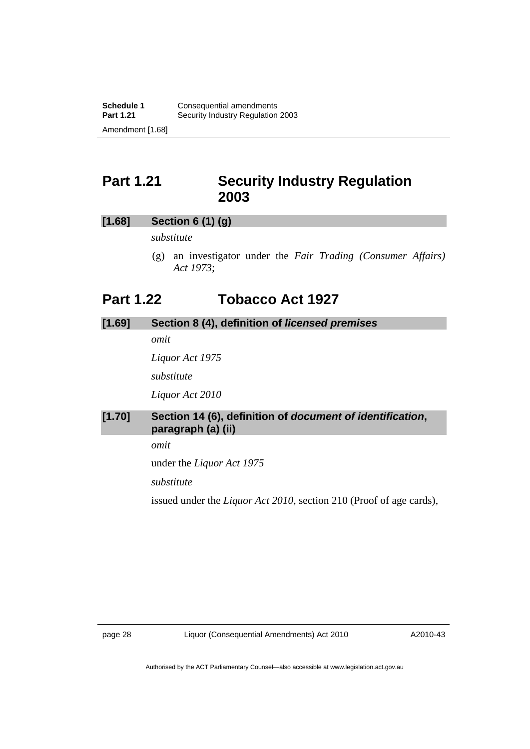## Part 1.21 Security Industry Regulation 2003

### [1.68] Section 6 (1) (g)

*substitute*

(g) an investigator under the *Fair Trading (Consumer Affairs) Act 1973*;

## Part 1.22 Tobacco Act 1927

### [1.69] Section 8 (4), definition of ***licensed premises***

*omit*

*Liquor Act 1975*

*substitute*

*Liquor Act 2010*

### [1.70] Section 14 (6), definition of ***document of identification***, paragraph (a) (ii)

*omit*

under the *Liquor Act 1975*

*substitute*

issued under the *Liquor Act 2010*, section 210 (Proof of age cards),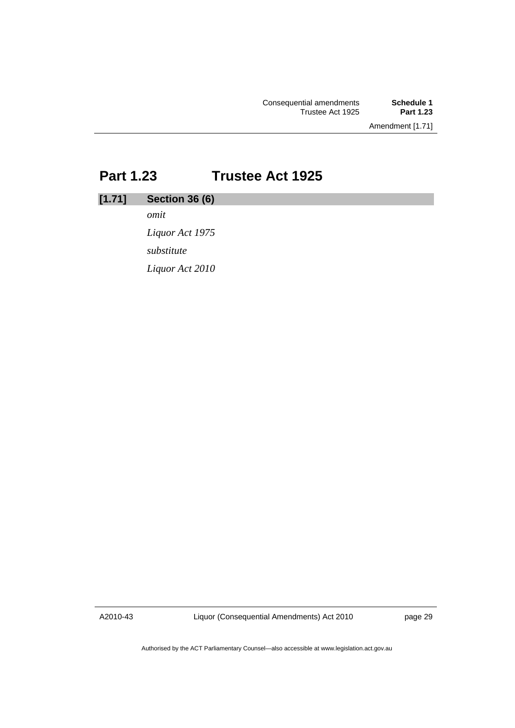## Part 1.23 Trustee Act 1925

### [1.71] Section 36 (6)

*omit*

*Liquor Act 1975*

*substitute*

*Liquor Act 2010*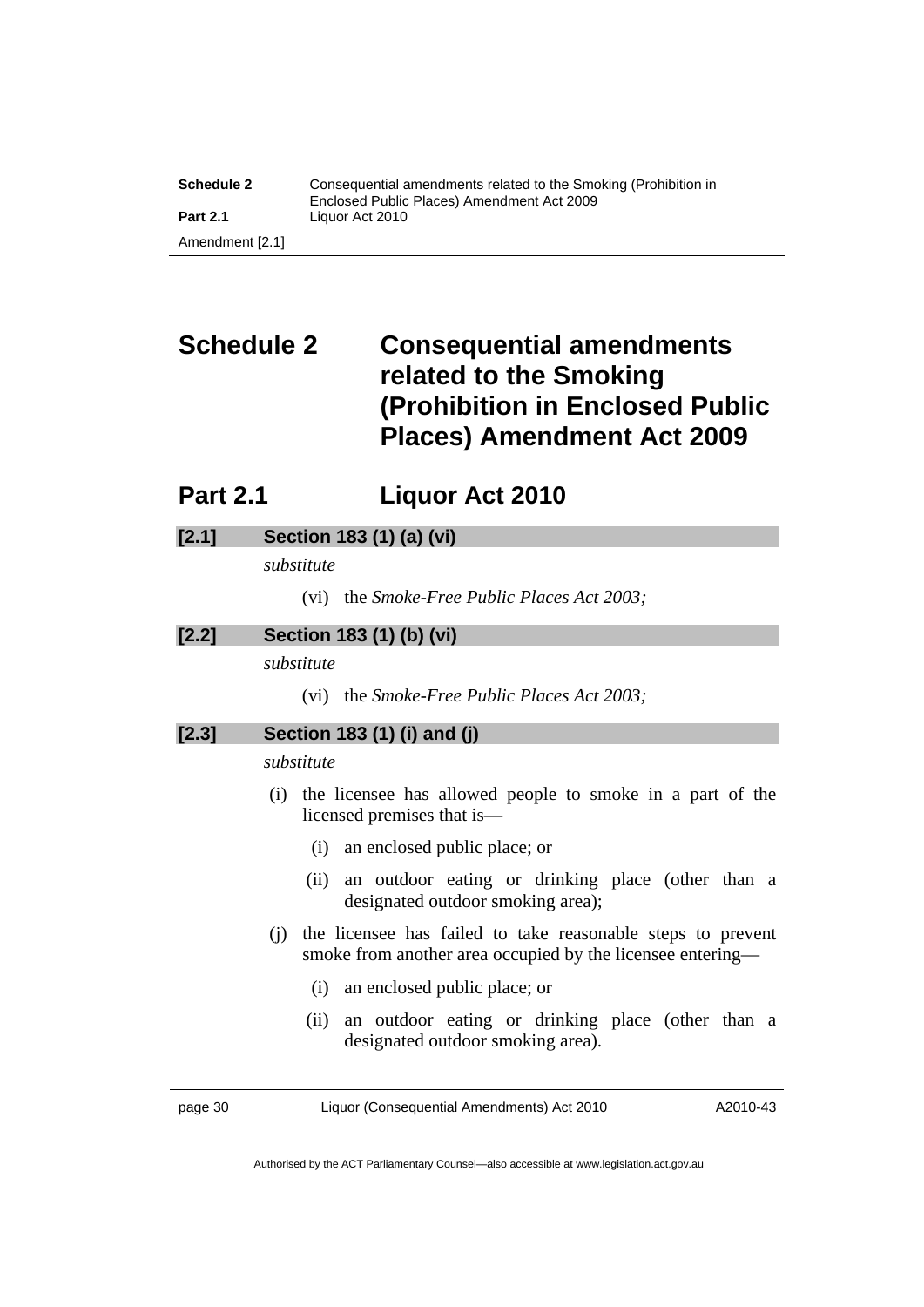# Schedule 2 Consequential amendments related to the Smoking (Prohibition in Enclosed Public Places) Amendment Act 2009

## Part 2.1 Liquor Act 2010

**[2.1] Section 183 (1) (a) (vi)**

*substitute*

(vi) the *Smoke-Free Public Places Act 2003;*

**[2.2] Section 183 (1) (b) (vi)**

*substitute*

(vi) the *Smoke-Free Public Places Act 2003;*

**[2.3] Section 183 (1) (i) and (j)**

*substitute*

(i) the licensee has allowed people to smoke in a part of the licensed premises that is—

(i) an enclosed public place; or

(ii) an outdoor eating or drinking place (other than a designated outdoor smoking area);

(j) the licensee has failed to take reasonable steps to prevent smoke from another area occupied by the licensee entering—

(i) an enclosed public place; or

(ii) an outdoor eating or drinking place (other than a designated outdoor smoking area).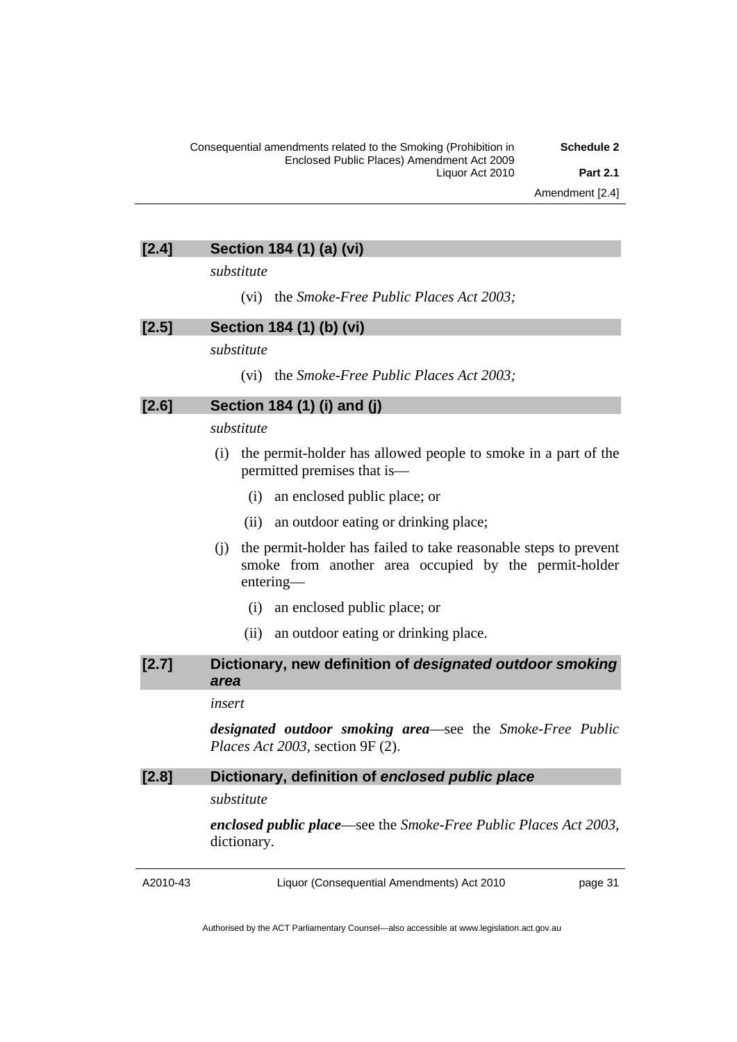### [2.4] Section 184 (1) (a) (vi)

*substitute*

(vi) the *Smoke-Free Public Places Act 2003;*

### [2.5] Section 184 (1) (b) (vi)

*substitute*

(vi) the *Smoke-Free Public Places Act 2003;*

### [2.6] Section 184 (1) (i) and (j)

*substitute*

(i) the permit-holder has allowed people to smoke in a part of the permitted premises that is—

(i) an enclosed public place; or

(ii) an outdoor eating or drinking place;

(j) the permit-holder has failed to take reasonable steps to prevent smoke from another area occupied by the permit-holder entering—

(i) an enclosed public place; or

(ii) an outdoor eating or drinking place.

### [2.7] Dictionary, new definition of *designated outdoor smoking area*

*insert*

***designated outdoor smoking area***—see the *Smoke-Free Public Places Act 2003*, section 9F (2).

### [2.8] Dictionary, definition of *enclosed public place*

*substitute*

***enclosed public place***—see the *Smoke-Free Public Places Act 2003*, dictionary.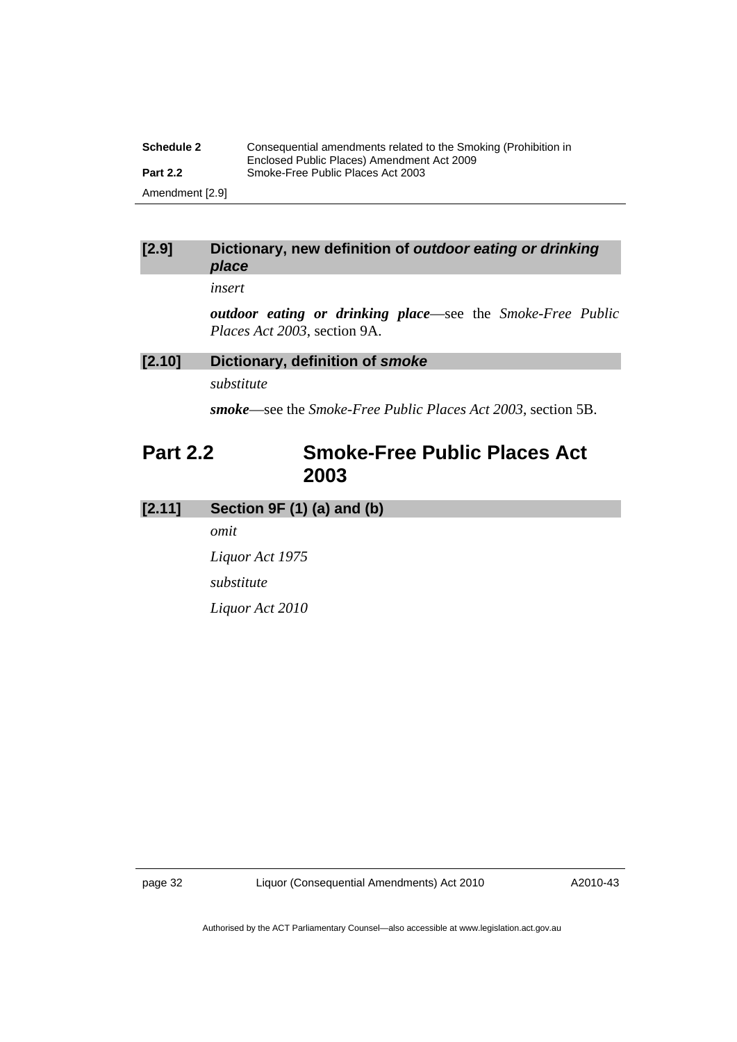### [2.9] Dictionary, new definition of *outdoor eating or drinking place*

*insert*

***outdoor eating or drinking place***—see the *Smoke-Free Public Places Act 2003*, section 9A.

### [2.10] Dictionary, definition of *smoke*

*substitute*

***smoke***—see the *Smoke-Free Public Places Act 2003*, section 5B.

## Part 2.2 Smoke-Free Public Places Act 2003

### [2.11] Section 9F (1) (a) and (b)

*omit*

*Liquor Act 1975*

*substitute*

*Liquor Act 2010*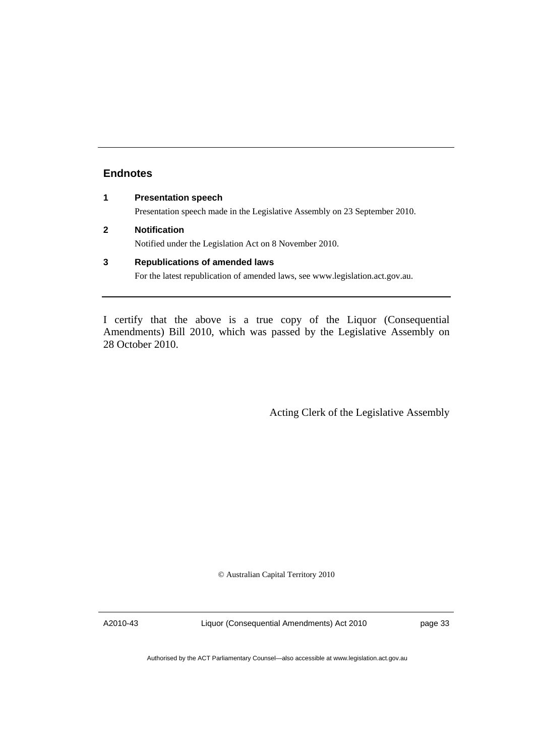## Endnotes

**1 Presentation speech**

Presentation speech made in the Legislative Assembly on 23 September 2010.

**2 Notification**

Notified under the Legislation Act on 8 November 2010.

**3 Republications of amended laws**

For the latest republication of amended laws, see www.legislation.act.gov.au.

I certify that the above is a true copy of the Liquor (Consequential Amendments) Bill 2010, which was passed by the Legislative Assembly on 28 October 2010.

Acting Clerk of the Legislative Assembly

© Australian Capital Territory 2010